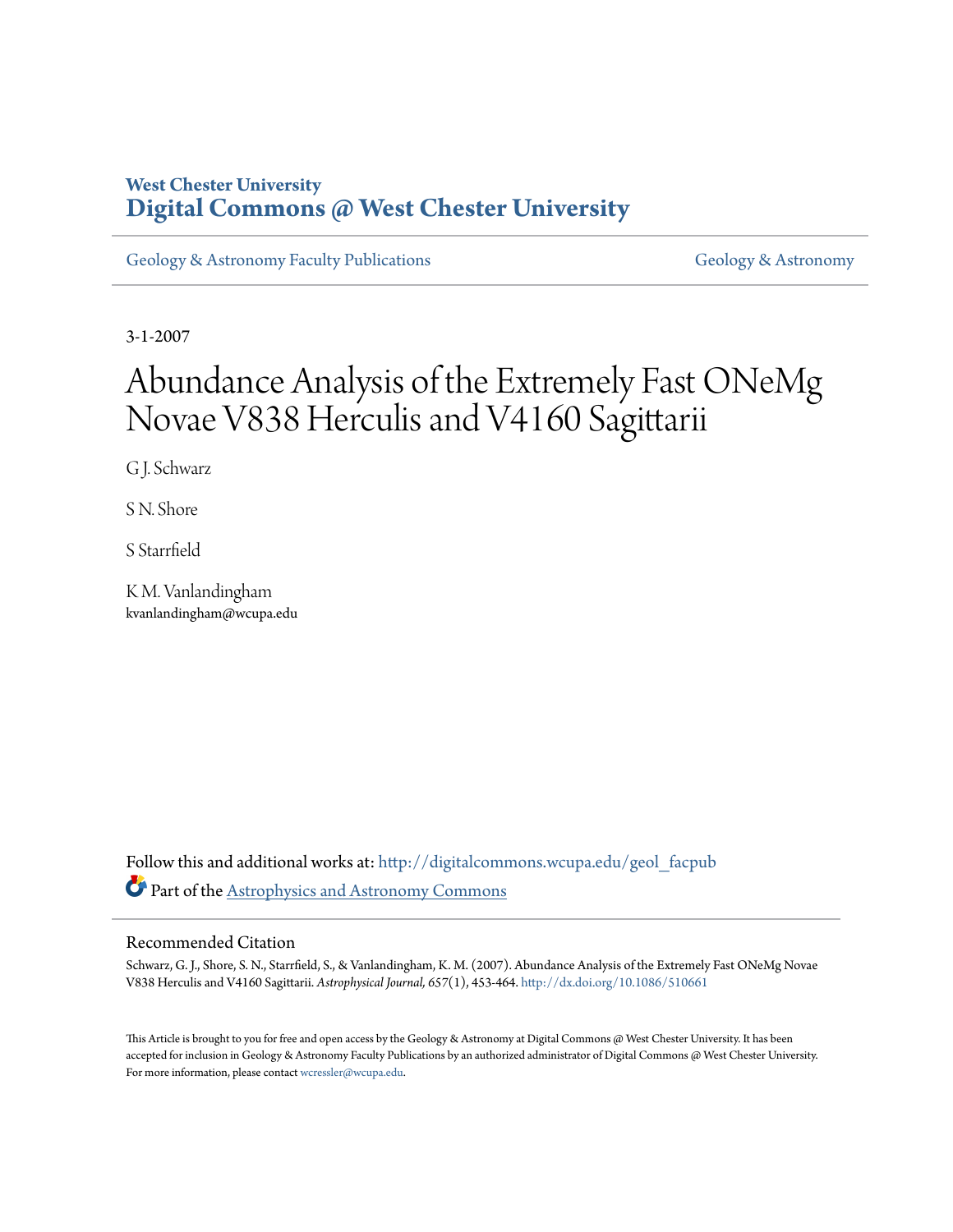West Chester University

**Digital Commons @ West Chester University**

Geology & Astronomy Faculty Publications

Geology & Astronomy

3-1-2007

# Abundance Analysis of the Extremely Fast ONeMg Novae V838 Herculis and V4160 Sagittarii

G J. Schwarz

S N. Shore

S Starrfield

K M. Vanlandingham
kvanlandingham@wcupa.edu

Follow this and additional works at: http://digitalcommons.wcupa.edu/geol_facpub

Part of the Astrophysics and Astronomy Commons

## Recommended Citation

Schwarz, G. J., Shore, S. N., Starrfield, S., & Vanlandingham, K. M. (2007). Abundance Analysis of the Extremely Fast ONeMg Novae V838 Herculis and V4160 Sagittarii. *Astrophysical Journal, 657*(1), 453-464. http://dx.doi.org/10.1086/510661

This Article is brought to you for free and open access by the Geology & Astronomy at Digital Commons @ West Chester University. It has been accepted for inclusion in Geology & Astronomy Faculty Publications by an authorized administrator of Digital Commons @ West Chester University. For more information, please contact wcressler@wcupa.edu.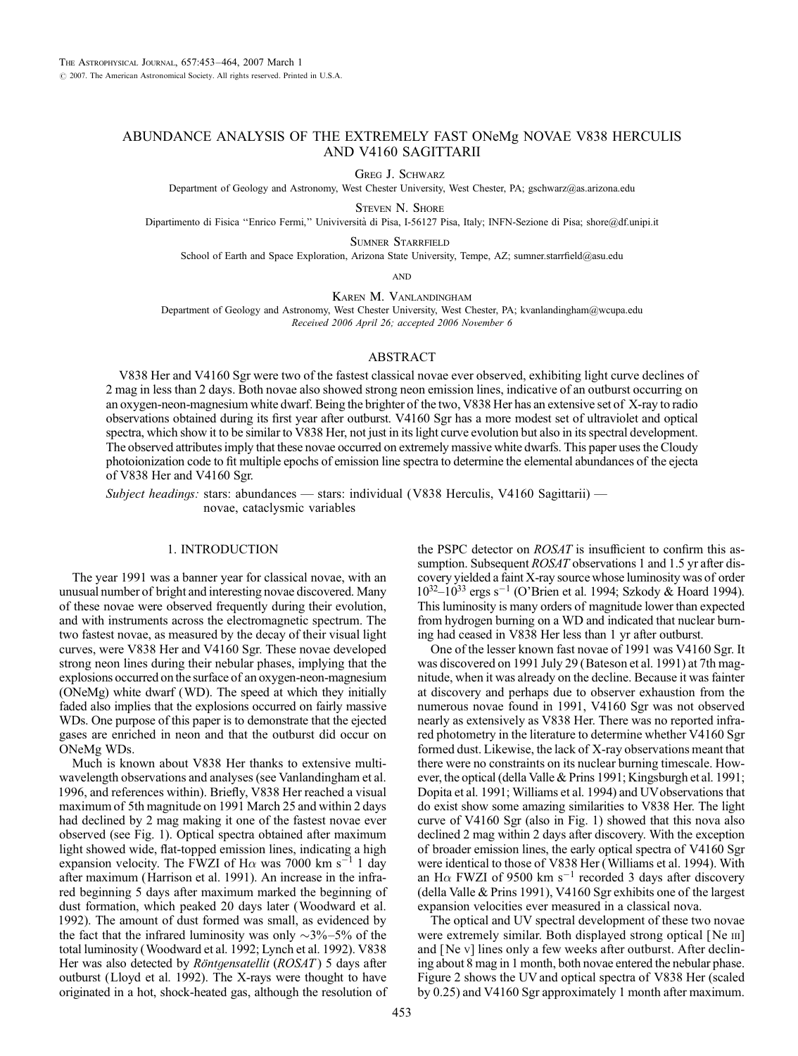# ABUNDANCE ANALYSIS OF THE EXTREMELY FAST ONeMg NOVAE V838 HERCULIS AND V4160 SAGITTARII

Greg J. Schwarz

Department of Geology and Astronomy, West Chester University, West Chester, PA; gschwarz@as.arizona.edu

Steven N. Shore

Dipartimento di Fisica "Enrico Fermi," Univiversità di Pisa, I-56127 Pisa, Italy; INFN-Sezione di Pisa; shore@df.unipi.it

Sumner Starrfield

School of Earth and Space Exploration, Arizona State University, Tempe, AZ; sumner.starrfield@asu.edu

and

Karen M. Vanlandingham

Department of Geology and Astronomy, West Chester University, West Chester, PA; kvanlandingham@wcupa.edu

*Received 2006 April 26; accepted 2006 November 6*

## ABSTRACT

V838 Her and V4160 Sgr were two of the fastest classical novae ever observed, exhibiting light curve declines of 2 mag in less than 2 days. Both novae also showed strong neon emission lines, indicative of an outburst occurring on an oxygen-neon-magnesium white dwarf. Being the brighter of the two, V838 Her has an extensive set of X-ray to radio observations obtained during its first year after outburst. V4160 Sgr has a more modest set of ultraviolet and optical spectra, which show it to be similar to V838 Her, not just in its light curve evolution but also in its spectral development. The observed attributes imply that these novae occurred on extremely massive white dwarfs. This paper uses the Cloudy photoionization code to fit multiple epochs of emission line spectra to determine the elemental abundances of the ejecta of V838 Her and V4160 Sgr.

*Subject headings:* stars: abundances — stars: individual (V838 Herculis, V4160 Sagittarii) — novae, cataclysmic variables

## 1. INTRODUCTION

The year 1991 was a banner year for classical novae, with an unusual number of bright and interesting novae discovered. Many of these novae were observed frequently during their evolution, and with instruments across the electromagnetic spectrum. The two fastest novae, as measured by the decay of their visual light curves, were V838 Her and V4160 Sgr. These novae developed strong neon lines during their nebular phases, implying that the explosions occurred on the surface of an oxygen-neon-magnesium (ONeMg) white dwarf (WD). The speed at which they initially faded also implies that the explosions occurred on fairly massive WDs. One purpose of this paper is to demonstrate that the ejected gases are enriched in neon and that the outburst did occur on ONeMg WDs.

Much is known about V838 Her thanks to extensive multiwavelength observations and analyses (see Vanlandingham et al. 1996, and references within). Briefly, V838 Her reached a visual maximum of 5th magnitude on 1991 March 25 and within 2 days had declined by 2 mag making it one of the fastest novae ever observed (see Fig. 1). Optical spectra obtained after maximum light showed wide, flat-topped emission lines, indicating a high expansion velocity. The FWZI of H$\alpha$ was 7000 km s$^{-1}$ 1 day after maximum (Harrison et al. 1991). An increase in the infrared beginning 5 days after maximum marked the beginning of dust formation, which peaked 20 days later (Woodward et al. 1992). The amount of dust formed was small, as evidenced by the fact that the infrared luminosity was only $\sim$3%–5% of the total luminosity (Woodward et al. 1992; Lynch et al. 1992). V838 Her was also detected by *Röntgensatellit* (*ROSAT*) 5 days after outburst (Lloyd et al. 1992). The X-rays were thought to have originated in a hot, shock-heated gas, although the resolution of the PSPC detector on *ROSAT* is insufficient to confirm this assumption. Subsequent *ROSAT* observations 1 and 1.5 yr after discovery yielded a faint X-ray source whose luminosity was of order $10^{32}$–$10^{33}$ ergs s$^{-1}$ (O'Brien et al. 1994; Szkody & Hoard 1994). This luminosity is many orders of magnitude lower than expected from hydrogen burning on a WD and indicated that nuclear burning had ceased in V838 Her less than 1 yr after outburst.

One of the lesser known fast novae of 1991 was V4160 Sgr. It was discovered on 1991 July 29 (Bateson et al. 1991) at 7th magnitude, when it was already on the decline. Because it was fainter at discovery and perhaps due to observer exhaustion from the numerous novae found in 1991, V4160 Sgr was not observed nearly as extensively as V838 Her. There was no reported infrared photometry in the literature to determine whether V4160 Sgr formed dust. Likewise, the lack of X-ray observations meant that there were no constraints on its nuclear burning timescale. However, the optical (della Valle & Prins 1991; Kingsburgh et al. 1991; Dopita et al. 1991; Williams et al. 1994) and UV observations that do exist show some amazing similarities to V838 Her. The light curve of V4160 Sgr (also in Fig. 1) showed that this nova also declined 2 mag within 2 days after discovery. With the exception of broader emission lines, the early optical spectra of V4160 Sgr were identical to those of V838 Her (Williams et al. 1994). With an H$\alpha$ FWZI of 9500 km s$^{-1}$ recorded 3 days after discovery (della Valle & Prins 1991), V4160 Sgr exhibits one of the largest expansion velocities ever measured in a classical nova.

The optical and UV spectral development of these two novae were extremely similar. Both displayed strong optical [Ne III] and [Ne V] lines only a few weeks after outburst. After declining about 8 mag in 1 month, both novae entered the nebular phase. Figure 2 shows the UV and optical spectra of V838 Her (scaled by 0.25) and V4160 Sgr approximately 1 month after maximum.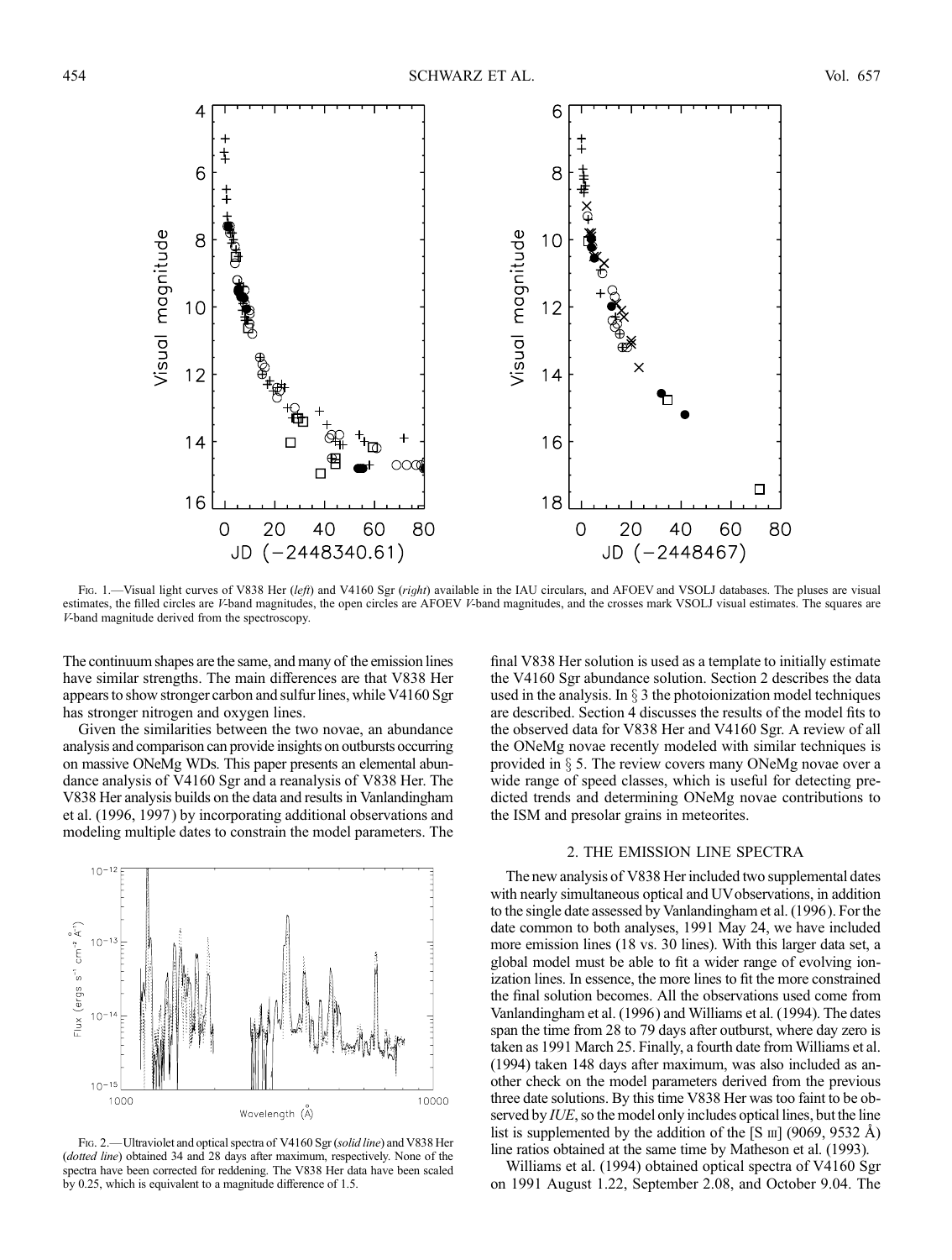FIG. 1.—Visual light curves of V838 Her (*left*) and V4160 Sgr (*right*) available in the IAU circulars, and AFOEV and VSOLJ databases. The pluses are visual estimates, the filled circles are *V*-band magnitudes, the open circles are AFOEV *V*-band magnitudes, and the crosses mark VSOLJ visual estimates. The squares are *V*-band magnitude derived from the spectroscopy.

The continuum shapes are the same, and many of the emission lines have similar strengths. The main differences are that V838 Her appears to show stronger carbon and sulfur lines, while V4160 Sgr has stronger nitrogen and oxygen lines.

Given the similarities between the two novae, an abundance analysis and comparison can provide insights on outbursts occurring on massive ONeMg WDs. This paper presents an elemental abundance analysis of V4160 Sgr and a reanalysis of V838 Her. The V838 Her analysis builds on the data and results in Vanlandingham et al. (1996, 1997) by incorporating additional observations and modeling multiple dates to constrain the model parameters. The final V838 Her solution is used as a template to initially estimate the V4160 Sgr abundance solution. Section 2 describes the data used in the analysis. In § 3 the photoionization model techniques are described. Section 4 discusses the results of the model fits to the observed data for V838 Her and V4160 Sgr. A review of all the ONeMg novae recently modeled with similar techniques is provided in § 5. The review covers many ONeMg novae over a wide range of speed classes, which is useful for detecting predicted trends and determining ONeMg novae contributions to the ISM and presolar grains in meteorites.

FIG. 2.—Ultraviolet and optical spectra of V4160 Sgr (*solid line*) and V838 Her (*dotted line*) obtained 34 and 28 days after maximum, respectively. None of the spectra have been corrected for reddening. The V838 Her data have been scaled by 0.25, which is equivalent to a magnitude difference of 1.5.

## 2. THE EMISSION LINE SPECTRA

The new analysis of V838 Her included two supplemental dates with nearly simultaneous optical and UV observations, in addition to the single date assessed by Vanlandingham et al. (1996). For the date common to both analyses, 1991 May 24, we have included more emission lines (18 vs. 30 lines). With this larger data set, a global model must be able to fit a wider range of evolving ionization lines. In essence, the more lines to fit the more constrained the final solution becomes. All the observations used come from Vanlandingham et al. (1996) and Williams et al. (1994). The dates span the time from 28 to 79 days after outburst, where day zero is taken as 1991 March 25. Finally, a fourth date from Williams et al. (1994) taken 148 days after maximum, was also included as another check on the model parameters derived from the previous three date solutions. By this time V838 Her was too faint to be observed by *IUE*, so the model only includes optical lines, but the line list is supplemented by the addition of the [S III] (9069, 9532 Å) line ratios obtained at the same time by Matheson et al. (1993).

Williams et al. (1994) obtained optical spectra of V4160 Sgr on 1991 August 1.22, September 2.08, and October 9.04. The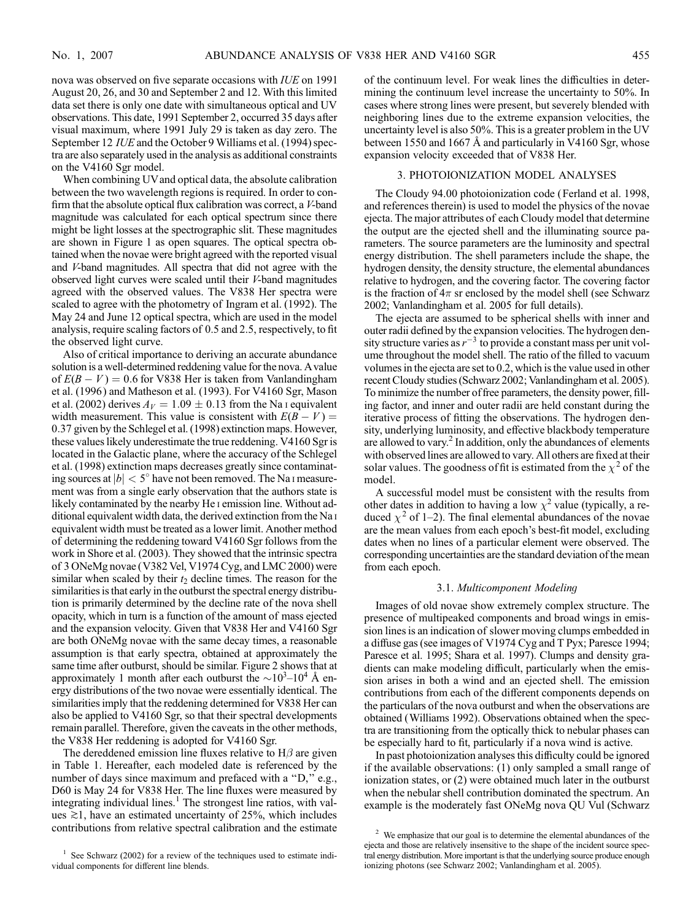nova was observed on five separate occasions with *IUE* on 1991 August 20, 26, and 30 and September 2 and 12. With this limited data set there is only one date with simultaneous optical and UV observations. This date, 1991 September 2, occurred 35 days after visual maximum, where 1991 July 29 is taken as day zero. The September 12 *IUE* and the October 9 Williams et al. (1994) spectra are also separately used in the analysis as additional constraints on the V4160 Sgr model.

When combining UV and optical data, the absolute calibration between the two wavelength regions is required. In order to confirm that the absolute optical flux calibration was correct, a *V*-band magnitude was calculated for each optical spectrum since there might be light losses at the spectrographic slit. These magnitudes are shown in Figure 1 as open squares. The optical spectra obtained when the novae were bright agreed with the reported visual and *V*-band magnitudes. All spectra that did not agree with the observed light curves were scaled until their *V*-band magnitudes agreed with the observed values. The V838 Her spectra were scaled to agree with the photometry of Ingram et al. (1992). The May 24 and June 12 optical spectra, which are used in the model analysis, require scaling factors of 0.5 and 2.5, respectively, to fit the observed light curve.

Also of critical importance to deriving an accurate abundance solution is a well-determined reddening value for the nova. A value of $E(B-V) = 0.6$ for V838 Her is taken from Vanlandingham et al. (1996) and Matheson et al. (1993). For V4160 Sgr, Mason et al. (2002) derives $A_V = 1.09 \pm 0.13$ from the Na I equivalent width measurement. This value is consistent with $E(B-V) = 0.37$ given by the Schlegel et al. (1998) extinction maps. However, these values likely underestimate the true reddening. V4160 Sgr is located in the Galactic plane, where the accuracy of the Schlegel et al. (1998) extinction maps decreases greatly since contaminating sources at $|b| < 5°$ have not been removed. The Na I measurement was from a single early observation that the authors state is likely contaminated by the nearby He I emission line. Without additional equivalent width data, the derived extinction from the Na I equivalent width must be treated as a lower limit. Another method of determining the reddening toward V4160 Sgr follows from the work in Shore et al. (2003). They showed that the intrinsic spectra of 3 ONeMg novae (V382 Vel, V1974 Cyg, and LMC 2000) were similar when scaled by their $t_2$ decline times. The reason for the similarities is that early in the outburst the spectral energy distribution is primarily determined by the decline rate of the nova shell opacity, which in turn is a function of the amount of mass ejected and the expansion velocity. Given that V838 Her and V4160 Sgr are both ONeMg novae with the same decay times, a reasonable assumption is that early spectra, obtained at approximately the same time after outburst, should be similar. Figure 2 shows that at approximately 1 month after each outburst the $\sim 10^3$–$10^4$ Å energy distributions of the two novae were essentially identical. The similarities imply that the reddening determined for V838 Her can also be applied to V4160 Sgr, so that their spectral developments remain parallel. Therefore, given the caveats in the other methods, the V838 Her reddening is adopted for V4160 Sgr.

The dereddened emission line fluxes relative to H$\beta$ are given in Table 1. Hereafter, each modeled date is referenced by the number of days since maximum and prefaced with a "D," e.g., D60 is May 24 for V838 Her. The line fluxes were measured by integrating individual lines.[1] The strongest line ratios, with values $\gtrsim 1$, have an estimated uncertainty of 25%, which includes contributions from relative spectral calibration and the estimate of the continuum level. For weak lines the difficulties in determining the continuum level increase the uncertainty to 50%. In cases where strong lines were present, but severely blended with neighboring lines due to the extreme expansion velocities, the uncertainty level is also 50%. This is a greater problem in the UV between 1550 and 1667 Å and particularly in V4160 Sgr, whose expansion velocity exceeded that of V838 Her.

## 3. PHOTOIONIZATION MODEL ANALYSES

The Cloudy 94.00 photoionization code (Ferland et al. 1998, and references therein) is used to model the physics of the novae ejecta. The major attributes of each Cloudy model that determine the output are the ejected shell and the illuminating source parameters. The source parameters are the luminosity and spectral energy distribution. The shell parameters include the shape, the hydrogen density, the density structure, the elemental abundances relative to hydrogen, and the covering factor. The covering factor is the fraction of $4\pi$ sr enclosed by the model shell (see Schwarz 2002; Vanlandingham et al. 2005 for full details).

The ejecta are assumed to be spherical shells with inner and outer radii defined by the expansion velocities. The hydrogen density structure varies as $r^{-3}$ to provide a constant mass per unit volume throughout the model shell. The ratio of the filled to vacuum volumes in the ejecta are set to 0.2, which is the value used in other recent Cloudy studies (Schwarz 2002; Vanlandingham et al. 2005). To minimize the number of free parameters, the density power, filling factor, and inner and outer radii are held constant during the iterative process of fitting the observations. The hydrogen density, underlying luminosity, and effective blackbody temperature are allowed to vary.[2] In addition, only the abundances of elements with observed lines are allowed to vary. All others are fixed at their solar values. The goodness of fit is estimated from the $\chi^2$ of the model.

A successful model must be consistent with the results from other dates in addition to having a low $\chi^2$ value (typically, a reduced $\chi^2$ of 1–2). The final elemental abundances of the novae are the mean values from each epoch's best-fit model, excluding dates when no lines of a particular element were observed. The corresponding uncertainties are the standard deviation of the mean from each epoch.

### 3.1. *Multicomponent Modeling*

Images of old novae show extremely complex structure. The presence of multipeaked components and broad wings in emission lines is an indication of slower moving clumps embedded in a diffuse gas (see images of V1974 Cyg and T Pyx; Paresce 1994; Paresce et al. 1995; Shara et al. 1997). Clumps and density gradients can make modeling difficult, particularly when the emission arises in both a wind and an ejected shell. The emission contributions from each of the different components depends on the particulars of the nova outburst and when the observations are obtained (Williams 1992). Observations obtained when the spectra are transitioning from the optically thick to nebular phases can be especially hard to fit, particularly if a nova wind is active.

In past photoionization analyses this difficulty could be ignored if the available observations: (1) only sampled a small range of ionization states, or (2) were obtained much later in the outburst when the nebular shell contribution dominated the spectrum. An example is the moderately fast ONeMg nova QU Vul (Schwarz

[1] See Schwarz (2002) for a review of the techniques used to estimate individual components for different line blends.

[2] We emphasize that our goal is to determine the elemental abundances of the ejecta and those are relatively insensitive to the shape of the incident source spectral energy distribution. More important is that the underlying source produce enough ionizing photons (see Schwarz 2002; Vanlandingham et al. 2005).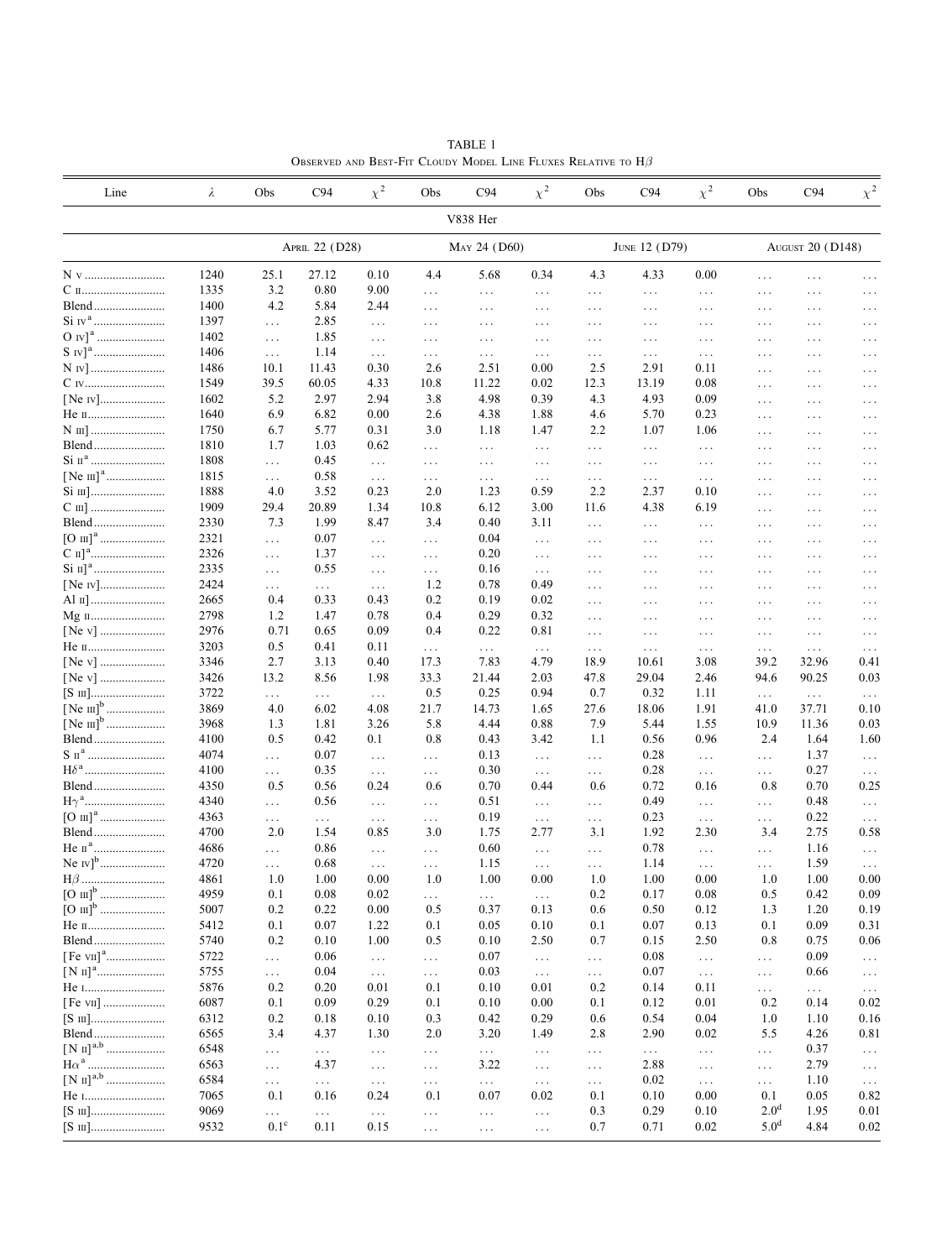TABLE 1

Observed and Best-Fit Cloudy Model Line Fluxes Relative to H$\beta$

| Line | $\lambda$ | Obs | C94 | $\chi^2$ | Obs | C94 | $\chi^2$ | Obs | C94 | $\chi^2$ | Obs | C94 | $\chi^2$ |
|---|---|---|---|---|---|---|---|---|---|---|---|---|---|
| | | | | | | V838 Her | | | | | | | |
| | | April 22 (D28) | | | May 24 (D60) | | | June 12 (D79) | | | August 20 (D148) | | |
| N v | 1240 | 25.1 | 27.12 | 0.10 | 4.4 | 5.68 | 0.34 | 4.3 | 4.33 | 0.00 | ... | ... | ... |
| C ii | 1335 | 3.2 | 0.80 | 9.00 | ... | ... | ... | ... | ... | ... | ... | ... | ... |
| Blend | 1400 | 4.2 | 5.84 | 2.44 | ... | ... | ... | ... | ... | ... | ... | ... | ... |
| Si iv[a] | 1397 | ... | 2.85 | ... | ... | ... | ... | ... | ... | ... | ... | ... | ... |
| O iv][a] | 1402 | ... | 1.85 | ... | ... | ... | ... | ... | ... | ... | ... | ... | ... |
| S iv][a] | 1406 | ... | 1.14 | ... | ... | ... | ... | ... | ... | ... | ... | ... | ... |
| N iv] | 1486 | 10.1 | 11.43 | 0.30 | 2.6 | 2.51 | 0.00 | 2.5 | 2.91 | 0.11 | ... | ... | ... |
| C iv | 1549 | 39.5 | 60.05 | 4.33 | 10.8 | 11.22 | 0.02 | 12.3 | 13.19 | 0.08 | ... | ... | ... |
| [Ne iv] | 1602 | 5.2 | 2.97 | 2.94 | 3.8 | 4.98 | 0.39 | 4.3 | 4.93 | 0.09 | ... | ... | ... |
| He ii | 1640 | 6.9 | 6.82 | 0.00 | 2.6 | 4.38 | 1.88 | 4.6 | 5.70 | 0.23 | ... | ... | ... |
| N iii] | 1750 | 6.7 | 5.77 | 0.31 | 3.0 | 1.18 | 1.47 | 2.2 | 1.07 | 1.06 | ... | ... | ... |
| Blend | 1810 | 1.7 | 1.03 | 0.62 | ... | ... | ... | ... | ... | ... | ... | ... | ... |
| Si ii[a] | 1808 | ... | 0.45 | ... | ... | ... | ... | ... | ... | ... | ... | ... | ... |
| [Ne iii][a] | 1815 | ... | 0.58 | ... | ... | ... | ... | ... | ... | ... | ... | ... | ... |
| Si iii] | 1888 | 4.0 | 3.52 | 0.23 | 2.0 | 1.23 | 0.59 | 2.2 | 2.37 | 0.10 | ... | ... | ... |
| C iii] | 1909 | 29.4 | 20.89 | 1.34 | 10.8 | 6.12 | 3.00 | 11.6 | 4.38 | 6.19 | ... | ... | ... |
| Blend | 2330 | 7.3 | 1.99 | 8.47 | 3.4 | 0.40 | 3.11 | ... | ... | ... | ... | ... | ... |
| [O iii][a] | 2321 | ... | 0.07 | ... | ... | 0.04 | ... | ... | ... | ... | ... | ... | ... |
| C ii][a] | 2326 | ... | 1.37 | ... | ... | 0.20 | ... | ... | ... | ... | ... | ... | ... |
| Si ii][a] | 2335 | ... | 0.55 | ... | ... | 0.16 | ... | ... | ... | ... | ... | ... | ... |
| [Ne iv] | 2424 | ... | ... | ... | 1.2 | 0.78 | 0.49 | ... | ... | ... | ... | ... | ... |
| Al ii] | 2665 | 0.4 | 0.33 | 0.43 | 0.2 | 0.19 | 0.02 | ... | ... | ... | ... | ... | ... |
| Mg ii | 2798 | 1.2 | 1.47 | 0.78 | 0.4 | 0.29 | 0.32 | ... | ... | ... | ... | ... | ... |
| [Ne v] | 2976 | 0.71 | 0.65 | 0.09 | 0.4 | 0.22 | 0.81 | ... | ... | ... | ... | ... | ... |
| He ii | 3203 | 0.5 | 0.41 | 0.11 | ... | ... | ... | ... | ... | ... | ... | ... | ... |
| [Ne v] | 3346 | 2.7 | 3.13 | 0.40 | 17.3 | 7.83 | 4.79 | 18.9 | 10.61 | 3.08 | 39.2 | 32.96 | 0.41 |
| [Ne v] | 3426 | 13.2 | 8.56 | 1.98 | 33.3 | 21.44 | 2.03 | 47.8 | 29.04 | 2.46 | 94.6 | 90.25 | 0.03 |
| [S iii] | 3722 | ... | ... | ... | 0.5 | 0.25 | 0.94 | 0.7 | 0.32 | 1.11 | ... | ... | ... |
| [Ne iii][b] | 3869 | 4.0 | 6.02 | 4.08 | 21.7 | 14.73 | 1.65 | 27.6 | 18.06 | 1.91 | 41.0 | 37.71 | 0.10 |
| [Ne iii][b] | 3968 | 1.3 | 1.81 | 3.26 | 5.8 | 4.44 | 0.88 | 7.9 | 5.44 | 1.55 | 10.9 | 11.36 | 0.03 |
| Blend | 4100 | 0.5 | 0.42 | 0.1 | 0.8 | 0.43 | 3.42 | 1.1 | 0.56 | 0.96 | 2.4 | 1.64 | 1.60 |
| S ii[a] | 4074 | ... | 0.07 | ... | ... | 0.13 | ... | ... | 0.28 | ... | ... | 1.37 | ... |
| H$\delta$[a] | 4100 | ... | 0.35 | ... | ... | 0.30 | ... | ... | 0.28 | ... | ... | 0.27 | ... |
| Blend | 4350 | 0.5 | 0.56 | 0.24 | 0.6 | 0.70 | 0.44 | 0.6 | 0.72 | 0.16 | 0.8 | 0.70 | 0.25 |
| H$\gamma$[a] | 4340 | ... | 0.56 | ... | ... | 0.51 | ... | ... | 0.49 | ... | ... | 0.48 | ... |
| [O iii][a] | 4363 | ... | ... | ... | ... | 0.19 | ... | ... | 0.23 | ... | ... | 0.22 | ... |
| Blend | 4700 | 2.0 | 1.54 | 0.85 | 3.0 | 1.75 | 2.77 | 3.1 | 1.92 | 2.30 | 3.4 | 2.75 | 0.58 |
| He ii[a] | 4686 | ... | 0.86 | ... | ... | 0.60 | ... | ... | 0.78 | ... | ... | 1.16 | ... |
| Ne iv][b] | 4720 | ... | 0.68 | ... | ... | 1.15 | ... | ... | 1.14 | ... | ... | 1.59 | ... |
| H$\beta$ | 4861 | 1.0 | 1.00 | 0.00 | 1.0 | 1.00 | 0.00 | 1.0 | 1.00 | 0.00 | 1.0 | 1.00 | 0.00 |
| [O iii][b] | 4959 | 0.1 | 0.08 | 0.02 | ... | ... | ... | 0.2 | 0.17 | 0.08 | 0.5 | 0.42 | 0.09 |
| [O iii][b] | 5007 | 0.2 | 0.22 | 0.00 | 0.5 | 0.37 | 0.13 | 0.6 | 0.50 | 0.12 | 1.3 | 1.20 | 0.19 |
| He ii | 5412 | 0.1 | 0.07 | 1.22 | 0.1 | 0.05 | 0.10 | 0.1 | 0.07 | 0.13 | 0.1 | 0.09 | 0.31 |
| Blend | 5740 | 0.2 | 0.10 | 1.00 | 0.5 | 0.10 | 2.50 | 0.7 | 0.15 | 2.50 | 0.8 | 0.75 | 0.06 |
| [Fe vii][a] | 5722 | ... | 0.06 | ... | ... | 0.07 | ... | ... | 0.08 | ... | ... | 0.09 | ... |
| [N ii][a] | 5755 | ... | 0.04 | ... | ... | 0.03 | ... | ... | 0.07 | ... | ... | 0.66 | ... |
| He i | 5876 | 0.2 | 0.20 | 0.01 | 0.1 | 0.10 | 0.01 | 0.2 | 0.14 | 0.11 | ... | ... | ... |
| [Fe vii] | 6087 | 0.1 | 0.09 | 0.29 | 0.1 | 0.10 | 0.00 | 0.1 | 0.12 | 0.01 | 0.2 | 0.14 | 0.02 |
| [S iii] | 6312 | 0.2 | 0.18 | 0.10 | 0.3 | 0.42 | 0.29 | 0.6 | 0.54 | 0.04 | 1.0 | 1.10 | 0.16 |
| Blend | 6565 | 3.4 | 4.37 | 1.30 | 2.0 | 3.20 | 1.49 | 2.8 | 2.90 | 0.02 | 5.5 | 4.26 | 0.81 |
| [N ii][a,b] | 6548 | ... | ... | ... | ... | ... | ... | ... | ... | ... | ... | 0.37 | ... |
| H$\alpha$[a] | 6563 | ... | 4.37 | ... | ... | 3.22 | ... | ... | 2.88 | ... | ... | 2.79 | ... |
| [N ii][a,b] | 6584 | ... | ... | ... | ... | ... | ... | ... | 0.02 | ... | ... | 1.10 | ... |
| He i | 7065 | 0.1 | 0.16 | 0.24 | 0.1 | 0.07 | 0.02 | 0.1 | 0.10 | 0.00 | 0.1 | 0.05 | 0.82 |
| [S iii] | 9069 | ... | ... | ... | ... | ... | ... | 0.3 | 0.29 | 0.10 | 2.0[d] | 1.95 | 0.01 |
| [S iii] | 9532 | 0.1[c] | 0.11 | 0.15 | ... | ... | ... | 0.7 | 0.71 | 0.02 | 5.0[d] | 4.84 | 0.02 |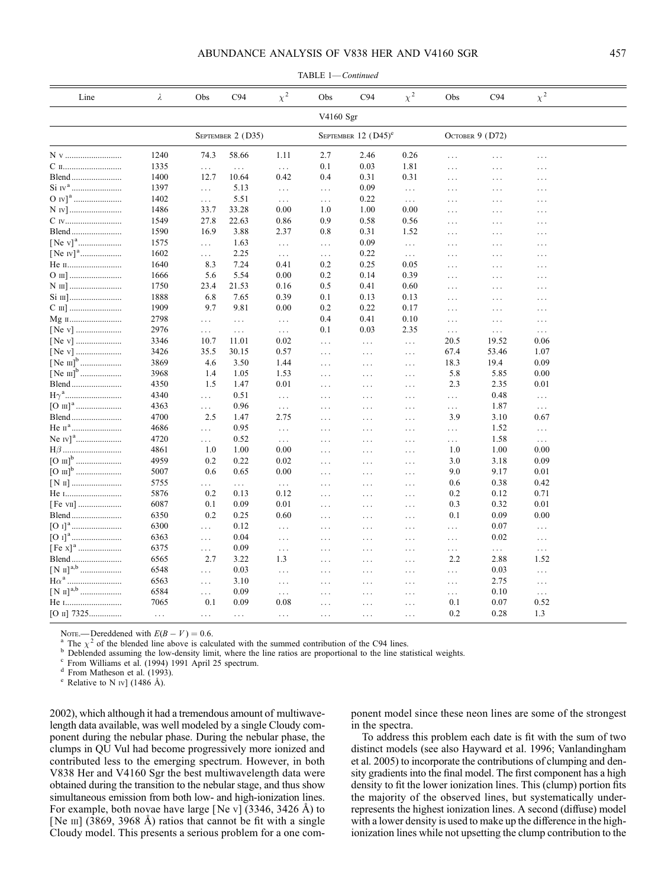TABLE 1—*Continued*

| Line | λ | Obs | C94 | $\chi^2$ | Obs | C94 | $\chi^2$ | Obs | C94 | $\chi^2$ |
|---|---|---|---|---|---|---|---|---|---|---|
| | | | | | V4160 Sgr | | | | | |
| | | September 2 (D35) | | | September 12 (D45)[e] | | | October 9 (D72) | | |
| N v | 1240 | 74.3 | 58.66 | 1.11 | 2.7 | 2.46 | 0.26 | ... | ... | ... |
| C ii | 1335 | ... | ... | ... | 0.1 | 0.03 | 1.81 | ... | ... | ... |
| Blend | 1400 | 12.7 | 10.64 | 0.42 | 0.4 | 0.31 | 0.31 | ... | ... | ... |
| Si iv[a] | 1397 | ... | 5.13 | ... | ... | 0.09 | ... | ... | ... | ... |
| O iv][a] | 1402 | ... | 5.51 | ... | ... | 0.22 | ... | ... | ... | ... |
| N iv] | 1486 | 33.7 | 33.28 | 0.00 | 1.0 | 1.00 | 0.00 | ... | ... | ... |
| C iv | 1549 | 27.8 | 22.63 | 0.86 | 0.9 | 0.58 | 0.56 | ... | ... | ... |
| Blend | 1590 | 16.9 | 3.88 | 2.37 | 0.8 | 0.31 | 1.52 | ... | ... | ... |
| [Ne v][a] | 1575 | ... | 1.63 | ... | ... | 0.09 | ... | ... | ... | ... |
| [Ne iv][a] | 1602 | ... | 2.25 | ... | ... | 0.22 | ... | ... | ... | ... |
| He ii | 1640 | 8.3 | 7.24 | 0.41 | 0.2 | 0.25 | 0.05 | ... | ... | ... |
| O iii] | 1666 | 5.6 | 5.54 | 0.00 | 0.2 | 0.14 | 0.39 | ... | ... | ... |
| N iii] | 1750 | 23.4 | 21.53 | 0.16 | 0.5 | 0.41 | 0.60 | ... | ... | ... |
| Si iii] | 1888 | 6.8 | 7.65 | 0.39 | 0.1 | 0.13 | 0.13 | ... | ... | ... |
| C iii] | 1909 | 9.7 | 9.81 | 0.00 | 0.2 | 0.22 | 0.17 | ... | ... | ... |
| Mg ii | 2798 | ... | ... | ... | 0.4 | 0.41 | 0.10 | ... | ... | ... |
| [Ne v] | 2976 | ... | ... | ... | 0.1 | 0.03 | 2.35 | ... | ... | ... |
| [Ne v] | 3346 | 10.7 | 11.01 | 0.02 | ... | ... | ... | 20.5 | 19.52 | 0.06 |
| [Ne v] | 3426 | 35.5 | 30.15 | 0.57 | ... | ... | ... | 67.4 | 53.46 | 1.07 |
| [Ne iii][b] | 3869 | 4.6 | 3.50 | 1.44 | ... | ... | ... | 18.3 | 19.4 | 0.09 |
| [Ne iii][b] | 3968 | 1.4 | 1.05 | 1.53 | ... | ... | ... | 5.8 | 5.85 | 0.00 |
| Blend | 4350 | 1.5 | 1.47 | 0.01 | ... | ... | ... | 2.3 | 2.35 | 0.01 |
| Hγ[a] | 4340 | ... | 0.51 | ... | ... | ... | ... | ... | 0.48 | ... |
| [O iii][a] | 4363 | ... | 0.96 | ... | ... | ... | ... | ... | 1.87 | ... |
| Blend | 4700 | 2.5 | 1.47 | 2.75 | ... | ... | ... | 3.9 | 3.10 | 0.67 |
| He ii[a] | 4686 | ... | 0.95 | ... | ... | ... | ... | ... | 1.52 | ... |
| Ne iv][a] | 4720 | ... | 0.52 | ... | ... | ... | ... | ... | 1.58 | ... |
| Hβ | 4861 | 1.0 | 1.00 | 0.00 | ... | ... | ... | 1.0 | 1.00 | 0.00 |
| [O iii][b] | 4959 | 0.2 | 0.22 | 0.02 | ... | ... | ... | 3.0 | 3.18 | 0.09 |
| [O iii][b] | 5007 | 0.6 | 0.65 | 0.00 | ... | ... | ... | 9.0 | 9.17 | 0.01 |
| [N ii] | 5755 | ... | ... | ... | ... | ... | ... | 0.6 | 0.38 | 0.42 |
| He i | 5876 | 0.2 | 0.13 | 0.12 | ... | ... | ... | 0.2 | 0.12 | 0.71 |
| [Fe vii] | 6087 | 0.1 | 0.09 | 0.01 | ... | ... | ... | 0.3 | 0.32 | 0.01 |
| Blend | 6350 | 0.2 | 0.25 | 0.60 | ... | ... | ... | 0.1 | 0.09 | 0.00 |
| [O i][a] | 6300 | ... | 0.12 | ... | ... | ... | ... | ... | 0.07 | ... |
| [O i][a] | 6363 | ... | 0.04 | ... | ... | ... | ... | ... | 0.02 | ... |
| [Fe x][a] | 6375 | ... | 0.09 | ... | ... | ... | ... | ... | ... | ... |
| Blend | 6565 | 2.7 | 3.22 | 1.3 | ... | ... | ... | 2.2 | 2.88 | 1.52 |
| [N ii][a,b] | 6548 | ... | 0.03 | ... | ... | ... | ... | ... | 0.03 | ... |
| Hα[a] | 6563 | ... | 3.10 | ... | ... | ... | ... | ... | 2.75 | ... |
| [N ii][a,b] | 6584 | ... | 0.09 | ... | ... | ... | ... | ... | 0.10 | ... |
| He i | 7065 | 0.1 | 0.09 | 0.08 | ... | ... | ... | 0.1 | 0.07 | 0.52 |
| [O ii] 7325 | ... | ... | ... | ... | ... | ... | ... | 0.2 | 0.28 | 1.3 |

Note.—Dereddened with $E(B-V) = 0.6$.
[a] The $\chi^2$ of the blended line above is calculated with the summed contribution of the C94 lines.
[b] Deblended assuming the low-density limit, where the line ratios are proportional to the line statistical weights.
[c] From Williams et al. (1994) 1991 April 25 spectrum.
[d] From Matheson et al. (1993).
[e] Relative to N iv] (1486 Å).

2002), which although it had a tremendous amount of multiwavelength data available, was well modeled by a single Cloudy component during the nebular phase. During the nebular phase, the clumps in QU Vul had become progressively more ionized and contributed less to the emerging spectrum. However, in both V838 Her and V4160 Sgr the best multiwavelength data were obtained during the transition to the nebular stage, and thus show simultaneous emission from both low- and high-ionization lines. For example, both novae have large [Ne v] (3346, 3426 Å) to [Ne iii] (3869, 3968 Å) ratios that cannot be fit with a single Cloudy model. This presents a serious problem for a one component model since these neon lines are some of the strongest in the spectra.

To address this problem each date is fit with the sum of two distinct models (see also Hayward et al. 1996; Vanlandingham et al. 2005) to incorporate the contributions of clumping and density gradients into the final model. The first component has a high density to fit the lower ionization lines. This (clump) portion fits the majority of the observed lines, but systematically underrepresents the highest ionization lines. A second (diffuse) model with a lower density is used to make up the difference in the high-ionization lines while not upsetting the clump contribution to the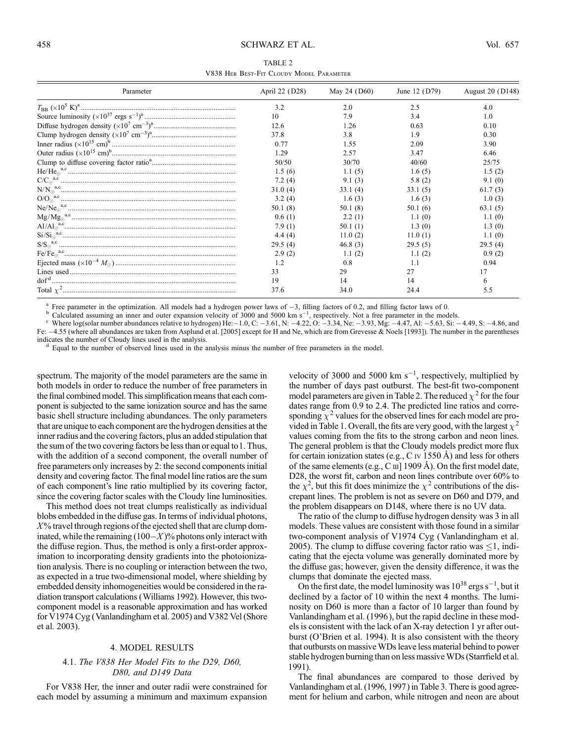TABLE 2

V838 Her Best-Fit Cloudy Model Parameter

| Parameter | April 22 (D28) | May 24 (D60) | June 12 (D79) | August 20 (D148) |
|---|---|---|---|---|
| $T_{BB}$ ($\times 10^5$ K)[a] | 3.2 | 2.0 | 2.5 | 4.0 |
| Source luminosity ($\times 10^{37}$ ergs s$^{-1}$)[a] | 10 | 7.9 | 3.4 | 1.0 |
| Diffuse hydrogen density ($\times 10^7$ cm$^{-3}$)[a] | 12.6 | 1.26 | 0.63 | 0.10 |
| Clump hydrogen density ($\times 10^7$ cm$^{-3}$)[a] | 37.8 | 3.8 | 1.9 | 0.30 |
| Inner radius ($\times 10^{15}$ cm)[b] | 0.77 | 1.55 | 2.09 | 3.90 |
| Outer radius ($\times 10^{15}$ cm)[b] | 1.29 | 2.57 | 3.47 | 6.46 |
| Clump to diffuse covering factor ratio[a] | 50/50 | 30/70 | 40/60 | 25/75 |
| He/He$_\odot$[a,c] | 1.5 (6) | 1.1 (5) | 1.6 (5) | 1.5 (2) |
| C/C$_\odot$[a,c] | 7.2 (4) | 9.1 (3) | 5.8 (2) | 9.1 (0) |
| N/N$_\odot$[a,c] | 31.0 (4) | 33.1 (4) | 33.1 (5) | 61.7 (3) |
| O/O$_\odot$[a,c] | 3.2 (4) | 1.6 (3) | 1.6 (3) | 1.0 (3) |
| Ne/Ne$_\odot$[a,c] | 50.1 (8) | 50.1 (8) | 50.1 (6) | 63.1 (5) |
| Mg/Mg$_\odot$[a,c] | 0.6 (1) | 2.2 (1) | 1.1 (0) | 1.1 (0) |
| Al/Al$_\odot$[a,c] | 7.9 (1) | 50.1 (1) | 1.3 (0) | 1.3 (0) |
| Si/Si$_\odot$[a,c] | 4.4 (4) | 11.0 (2) | 11.0 (1) | 1.1 (0) |
| S/S$_\odot$[a,c] | 29.5 (4) | 46.8 (3) | 29.5 (5) | 29.5 (4) |
| Fe/Fe$_\odot$[a,c] | 2.9 (2) | 1.1 (2) | 1.1 (2) | 0.9 (2) |
| Ejected mass ($\times 10^{-4}$ $M_\odot$) | 1.2 | 0.8 | 1.1 | 0.94 |
| Lines used | 33 | 29 | 27 | 17 |
| dof[d] | 19 | 14 | 14 | 6 |
| Total $\chi^2$ | 37.6 | 34.0 | 24.4 | 5.5 |

[a] Free parameter in the optimization. All models had a hydrogen power laws of −3, filling factors of 0.2, and filling factor laws of 0.

[b] Calculated assuming an inner and outer expansion velocity of 3000 and 5000 km s$^{-1}$, respectively. Not a free parameter in the models.

[c] Where log(solar number abundances relative to hydrogen) He: −1.0, C: −3.61, N: −4.22, O: −3.34, Ne: −3.93, Mg: −4.47, Al: −5.63, Si: −4.49, S: −4.86, and Fe: −4.55 (where all abundances are taken from Asplund et al. [2005] except for H and Ne, which are from Grevesse & Noels [1993]). The number in the parentheses indicates the number of Cloudy lines used in the analysis.

[d] Equal to the number of observed lines used in the analysis minus the number of free parameters in the model.

spectrum. The majority of the model parameters are the same in both models in order to reduce the number of free parameters in the final combined model. This simplification means that each component is subjected to the same ionization source and has the same basic shell structure including abundances. The only parameters that are unique to each component are the hydrogen densities at the inner radius and the covering factors, plus an added stipulation that the sum of the two covering factors be less than or equal to 1. Thus, with the addition of a second component, the overall number of free parameters only increases by 2: the second components initial density and covering factor. The final model line ratios are the sum of each component's line ratio multiplied by its covering factor, since the covering factor scales with the Cloudy line luminosities.

This method does not treat clumps realistically as individual blobs embedded in the diffuse gas. In terms of individual photons, $X$% travel through regions of the ejected shell that are clump dominated, while the remaining $(100-X)$% photons only interact with the diffuse region. Thus, the method is only a first-order approximation to incorporating density gradients into the photoionization analysis. There is no coupling or interaction between the two, as expected in a true two-dimensional model, where shielding by embedded density inhomogeneities would be considered in the radiation transport calculations (Williams 1992). However, this two-component model is a reasonable approximation and has worked for V1974 Cyg (Vanlandingham et al. 2005) and V382 Vel (Shore et al. 2003).

## 4. MODEL RESULTS

### 4.1. *The V838 Her Model Fits to the D29, D60, D80, and D149 Data*

For V838 Her, the inner and outer radii were constrained for each model by assuming a minimum and maximum expansion velocity of 3000 and 5000 km s$^{-1}$, respectively, multiplied by the number of days past outburst. The best-fit two-component model parameters are given in Table 2. The reduced $\chi^2$ for the four dates range from 0.9 to 2.4. The predicted line ratios and corresponding $\chi^2$ values for the observed lines for each model are provided in Table 1. Overall, the fits are very good, with the largest $\chi^2$ values coming from the fits to the strong carbon and neon lines. The general problem is that the Cloudy models predict more flux for certain ionization states (e.g., C IV 1550 Å) and less for others of the same elements (e.g., C III] 1909 Å). On the first model date, D28, the worst fit, carbon and neon lines contribute over 60% to the $\chi^2$, but this fit does minimize the $\chi^2$ contributions of the discrepant lines. The problem is not as severe on D60 and D79, and the problem disappears on D148, where there is no UV data.

The ratio of the clump to diffuse hydrogen density was 3 in all models. These values are consistent with those found in a similar two-component analysis of V1974 Cyg (Vanlandingham et al. 2005). The clump to diffuse covering factor ratio was $\leq 1$, indicating that the ejecta volume was generally dominated more by the diffuse gas; however, given the density difference, it was the clumps that dominate the ejected mass.

On the first date, the model luminosity was $10^{38}$ ergs s$^{-1}$, but it declined by a factor of 10 within the next 4 months. The luminosity on D60 is more than a factor of 10 larger than found by Vanlandingham et al. (1996), but the rapid decline in these models is consistent with the lack of an X-ray detection 1 yr after outburst (O'Brien et al. 1994). It is also consistent with the theory that outbursts on massive WDs leave less material behind to power stable hydrogen burning than on less massive WDs (Starrfield et al. 1991).

The final abundances are compared to those derived by Vanlandingham et al. (1996, 1997) in Table 3. There is good agreement for helium and carbon, while nitrogen and neon are about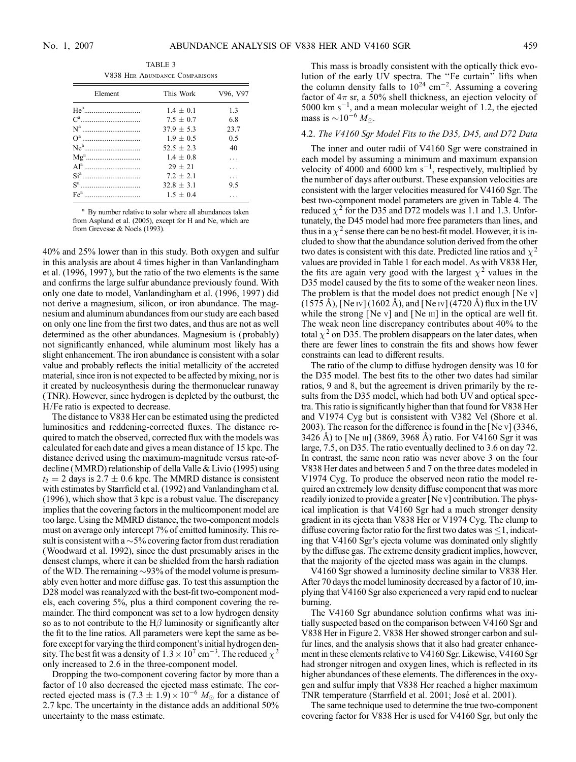TABLE 3

V838 Her Abundance Comparisons

| Element | This Work | V96, V97 |
|---|---|---|
| He[a] | 1.4 ± 0.1 | 1.3 |
| C[a] | 7.5 ± 0.7 | 6.8 |
| N[a] | 37.9 ± 5.3 | 23.7 |
| O[a] | 1.9 ± 0.5 | 0.5 |
| Ne[a] | 52.5 ± 2.3 | 40 |
| Mg[a] | 1.4 ± 0.8 | ... |
| Al[a] | 29 ± 21 | ... |
| Si[a] | 7.2 ± 2.1 | ... |
| S[a] | 32.8 ± 3.1 | 9.5 |
| Fe[a] | 1.5 ± 0.4 | ... |

[a] By number relative to solar where all abundances taken from Asplund et al. (2005), except for H and Ne, which are from Grevesse & Noels (1993).

40% and 25% lower than in this study. Both oxygen and sulfur in this analysis are about 4 times higher in than Vanlandingham et al. (1996, 1997), but the ratio of the two elements is the same and confirms the large sulfur abundance previously found. With only one date to model, Vanlandingham et al. (1996, 1997) did not derive a magnesium, silicon, or iron abundance. The magnesium and aluminum abundances from our study are each based on only one line from the first two dates, and thus are not as well determined as the other abundances. Magnesium is (probably) not significantly enhanced, while aluminum most likely has a slight enhancement. The iron abundance is consistent with a solar value and probably reflects the initial metallicity of the accreted material, since iron is not expected to be affected by mixing, nor is it created by nucleosynthesis during the thermonuclear runaway (TNR). However, since hydrogen is depleted by the outburst, the H/Fe ratio is expected to decrease.

The distance to V838 Her can be estimated using the predicted luminosities and reddening-corrected fluxes. The distance required to match the observed, corrected flux with the models was calculated for each date and gives a mean distance of 15 kpc. The distance derived using the maximum-magnitude versus rate-of-decline (MMRD) relationship of della Valle & Livio (1995) using $t_2 = 2$ days is $2.7 \pm 0.6$ kpc. The MMRD distance is consistent with estimates by Starrfield et al. (1992) and Vanlandingham et al. (1996), which show that 3 kpc is a robust value. The discrepancy implies that the covering factors in the multicomponent model are too large. Using the MMRD distance, the two-component models must on average only intercept 7% of emitted luminosity. This result is consistent with a ~5% covering factor from dust reradiation (Woodward et al. 1992), since the dust presumably arises in the densest clumps, where it can be shielded from the harsh radiation of the WD. The remaining ~93% of the model volume is presumably even hotter and more diffuse gas. To test this assumption the D28 model was reanalyzed with the best-fit two-component models, each covering 5%, plus a third component covering the remainder. The third component was set to a low hydrogen density so as to not contribute to the Hβ luminosity or significantly alter the fit to the line ratios. All parameters were kept the same as before except for varying the third component's initial hydrogen density. The best fit was a density of $1.3 \times 10^7$ cm$^{-3}$. The reduced $\chi^2$ only increased to 2.6 in the three-component model.

Dropping the two-component covering factor by more than a factor of 10 also decreased the ejected mass estimate. The corrected ejected mass is $(7.3 \pm 1.9) \times 10^{-6}\ M_\odot$ for a distance of 2.7 kpc. The uncertainty in the distance adds an additional 50% uncertainty to the mass estimate.

This mass is broadly consistent with the optically thick evolution of the early UV spectra. The "Fe curtain" lifts when the column density falls to $10^{24}$ cm$^{-2}$. Assuming a covering factor of $4\pi$ sr, a 50% shell thickness, an ejection velocity of 5000 km s$^{-1}$, and a mean molecular weight of 1.2, the ejected mass is $\sim 10^{-6}\ M_\odot$.

### 4.2. *The V4160 Sgr Model Fits to the D35, D45, and D72 Data*

The inner and outer radii of V4160 Sgr were constrained in each model by assuming a minimum and maximum expansion velocity of 4000 and 6000 km s$^{-1}$, respectively, multiplied by the number of days after outburst. These expansion velocities are consistent with the larger velocities measured for V4160 Sgr. The best two-component model parameters are given in Table 4. The reduced $\chi^2$ for the D35 and D72 models was 1.1 and 1.3. Unfortunately, the D45 model had more free parameters than lines, and thus in a $\chi^2$ sense there can be no best-fit model. However, it is included to show that the abundance solution derived from the other two dates is consistent with this date. Predicted line ratios and $\chi^2$ values are provided in Table 1 for each model. As with V838 Her, the fits are again very good with the largest $\chi^2$ values in the D35 model caused by the fits to some of the weaker neon lines. The problem is that the model does not predict enough [Ne v] (1575 Å), [Ne iv] (1602 Å), and [Ne iv] (4720 Å) flux in the UV while the strong [Ne v] and [Ne iii] in the optical are well fit. The weak neon line discrepancy contributes about 40% to the total $\chi^2$ on D35. The problem disappears on the later dates, when there are fewer lines to constrain the fits and shows how fewer constraints can lead to different results.

The ratio of the clump to diffuse hydrogen density was 10 for the D35 model. The best fits to the other two dates had similar ratios, 9 and 8, but the agreement is driven primarily by the results from the D35 model, which had both UV and optical spectra. This ratio is significantly higher than that found for V838 Her and V1974 Cyg but is consistent with V382 Vel (Shore et al. 2003). The reason for the difference is found in the [Ne v] (3346, 3426 Å) to [Ne iii] (3869, 3968 Å) ratio. For V4160 Sgr it was large, 7.5, on D35. The ratio eventually declined to 3.6 on day 72. In contrast, the same neon ratio was never above 3 on the four V838 Her dates and between 5 and 7 on the three dates modeled in V1974 Cyg. To produce the observed neon ratio the model required an extremely low density diffuse component that was more readily ionized to provide a greater [Ne v] contribution. The physical implication is that V4160 Sgr had a much stronger density gradient in its ejecta than V838 Her or V1974 Cyg. The clump to diffuse covering factor ratio for the first two dates was ≤1, indicating that V4160 Sgr's ejecta volume was dominated only slightly by the diffuse gas. The extreme density gradient implies, however, that the majority of the ejected mass was again in the clumps.

V4160 Sgr showed a luminosity decline similar to V838 Her. After 70 days the model luminosity decreased by a factor of 10, implying that V4160 Sgr also experienced a very rapid end to nuclear burning.

The V4160 Sgr abundance solution confirms what was initially suspected based on the comparison between V4160 Sgr and V838 Her in Figure 2. V838 Her showed stronger carbon and sulfur lines, and the analysis shows that it also had greater enhancement in these elements relative to V4160 Sgr. Likewise, V4160 Sgr had stronger nitrogen and oxygen lines, which is reflected in its higher abundances of these elements. The differences in the oxygen and sulfur imply that V838 Her reached a higher maximum TNR temperature (Starrfield et al. 2001; José et al. 2001).

The same technique used to determine the true two-component covering factor for V838 Her is used for V4160 Sgr, but only the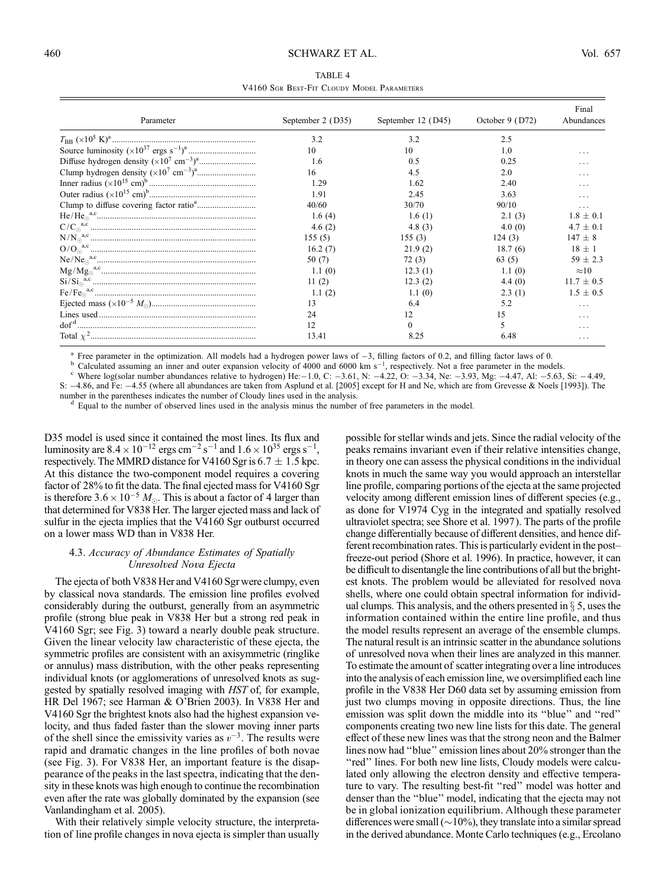TABLE 4

V4160 Sgr Best-Fit Cloudy Model Parameters

| Parameter | September 2 (D35) | September 12 (D45) | October 9 (D72) | Final Abundances |
|---|---|---|---|---|
| $T_{BB}$ ($\times 10^5$ K)[a] | 3.2 | 3.2 | 2.5 | |
| Source luminosity ($\times 10^{37}$ ergs s$^{-1}$)[a] | 10 | 10 | 1.0 | ... |
| Diffuse hydrogen density ($\times 10^7$ cm$^{-3}$)[a] | 1.6 | 0.5 | 0.25 | ... |
| Clump hydrogen density ($\times 10^7$ cm$^{-3}$)[a] | 16 | 4.5 | 2.0 | ... |
| Inner radius ($\times 10^{15}$ cm)[b] | 1.29 | 1.62 | 2.40 | ... |
| Outer radius ($\times 10^{15}$ cm)[b] | 1.91 | 2.45 | 3.63 | ... |
| Clump to diffuse covering factor ratio[a] | 40/60 | 30/70 | 90/10 | ... |
| He/He$_\odot$[a,c] | 1.6 (4) | 1.6 (1) | 2.1 (3) | $1.8 \pm 0.1$ |
| C/C$_\odot$[a,c] | 4.6 (2) | 4.8 (3) | 4.0 (0) | $4.7 \pm 0.1$ |
| N/N$_\odot$[a,c] | 155 (5) | 155 (3) | 124 (3) | $147 \pm 8$ |
| O/O$_\odot$[a,c] | 16.2 (7) | 21.9 (2) | 18.7 (6) | $18 \pm 1$ |
| Ne/Ne$_\odot$[a,c] | 50 (7) | 72 (3) | 63 (5) | $59 \pm 2.3$ |
| Mg/Mg$_\odot$[a,c] | 1.1 (0) | 12.3 (1) | 1.1 (0) | $\approx 10$ |
| Si/Si$_\odot$[a,c] | 11 (2) | 12.3 (2) | 4.4 (0) | $11.7 \pm 0.5$ |
| Fe/Fe$_\odot$[a,c] | 1.1 (2) | 1.1 (0) | 2.3 (1) | $1.5 \pm 0.5$ |
| Ejected mass ($\times 10^{-5}$ $M_\odot$) | 13 | 6.4 | 5.2 | ... |
| Lines used | 24 | 12 | 15 | ... |
| dof[d] | 12 | 0 | 5 | ... |
| Total $\chi^2$ | 13.41 | 8.25 | 6.48 | ... |

[a] Free parameter in the optimization. All models had a hydrogen power laws of $-3$, filling factors of 0.2, and filling factor laws of 0.

[b] Calculated assuming an inner and outer expansion velocity of 4000 and 6000 km s$^{-1}$, respectively. Not a free parameter in the models.

[c] Where log(solar number abundances relative to hydrogen) He: $-1.0$, C: $-3.61$, N: $-4.22$, O: $-3.34$, Ne: $-3.93$, Mg: $-4.47$, Al: $-5.63$, Si: $-4.49$, S: $-4.86$, and Fe: $-4.55$ (where all abundances are taken from Asplund et al. [2005] except for H and Ne, which are from Grevesse & Noels [1993]). The number in the parentheses indicates the number of Cloudy lines used in the analysis.

[d] Equal to the number of observed lines used in the analysis minus the number of free parameters in the model.

D35 model is used since it contained the most lines. Its flux and luminosity are $8.4 \times 10^{-12}$ ergs cm$^{-2}$ s$^{-1}$ and $1.6 \times 10^{35}$ ergs s$^{-1}$, respectively. The MMRD distance for V4160 Sgr is $6.7 \pm 1.5$ kpc. At this distance the two-component model requires a covering factor of 28% to fit the data. The final ejected mass for V4160 Sgr is therefore $3.6 \times 10^{-5}$ $M_\odot$. This is about a factor of 4 larger than that determined for V838 Her. The larger ejected mass and lack of sulfur in the ejecta implies that the V4160 Sgr outburst occurred on a lower mass WD than in V838 Her.

### 4.3. *Accuracy of Abundance Estimates of Spatially Unresolved Nova Ejecta*

The ejecta of both V838 Her and V4160 Sgr were clumpy, even by classical nova standards. The emission line profiles evolved considerably during the outburst, generally from an asymmetric profile (strong blue peak in V838 Her but a strong red peak in V4160 Sgr; see Fig. 3) toward a nearly double peak structure. Given the linear velocity law characteristic of these ejecta, the symmetric profiles are consistent with an axisymmetric (ringlike or annulus) mass distribution, with the other peaks representing individual knots (or agglomerations of unresolved knots as suggested by spatially resolved imaging with *HST* of, for example, HR Del 1967; see Harman & O'Brien 2003). In V838 Her and V4160 Sgr the brightest knots also had the highest expansion velocity, and thus faded faster than the slower moving inner parts of the shell since the emissivity varies as $v^{-3}$. The results were rapid and dramatic changes in the line profiles of both novae (see Fig. 3). For V838 Her, an important feature is the disappearance of the peaks in the last spectra, indicating that the density in these knots was high enough to continue the recombination even after the rate was globally dominated by the expansion (see Vanlandingham et al. 2005).

With their relatively simple velocity structure, the interpretation of line profile changes in nova ejecta is simpler than usually possible for stellar winds and jets. Since the radial velocity of the peaks remains invariant even if their relative intensities change, in theory one can assess the physical conditions in the individual knots in much the same way you would approach an interstellar line profile, comparing portions of the ejecta at the same projected velocity among different emission lines of different species (e.g., as done for V1974 Cyg in the integrated and spatially resolved ultraviolet spectra; see Shore et al. 1997). The parts of the profile change differentially because of different densities, and hence different recombination rates. This is particularly evident in the post–freeze-out period (Shore et al. 1996). In practice, however, it can be difficult to disentangle the line contributions of all but the brightest knots. The problem would be alleviated for resolved nova shells, where one could obtain spectral information for individual clumps. This analysis, and the others presented in § 5, uses the information contained within the entire line profile, and thus the model results represent an average of the ensemble clumps. The natural result is an intrinsic scatter in the abundance solutions of unresolved nova when their lines are analyzed in this manner. To estimate the amount of scatter integrating over a line introduces into the analysis of each emission line, we oversimplified each line profile in the V838 Her D60 data set by assuming emission from just two clumps moving in opposite directions. Thus, the line emission was split down the middle into its "blue" and "red" components creating two new line lists for this date. The general effect of these new lines was that the strong neon and the Balmer lines now had "blue" emission lines about 20% stronger than the "red" lines. For both new line lists, Cloudy models were calculated only allowing the electron density and effective temperature to vary. The resulting best-fit "red" model was hotter and denser than the "blue" model, indicating that the ejecta may not be in global ionization equilibrium. Although these parameter differences were small (~10%), they translate into a similar spread in the derived abundance. Monte Carlo techniques (e.g., Ercolano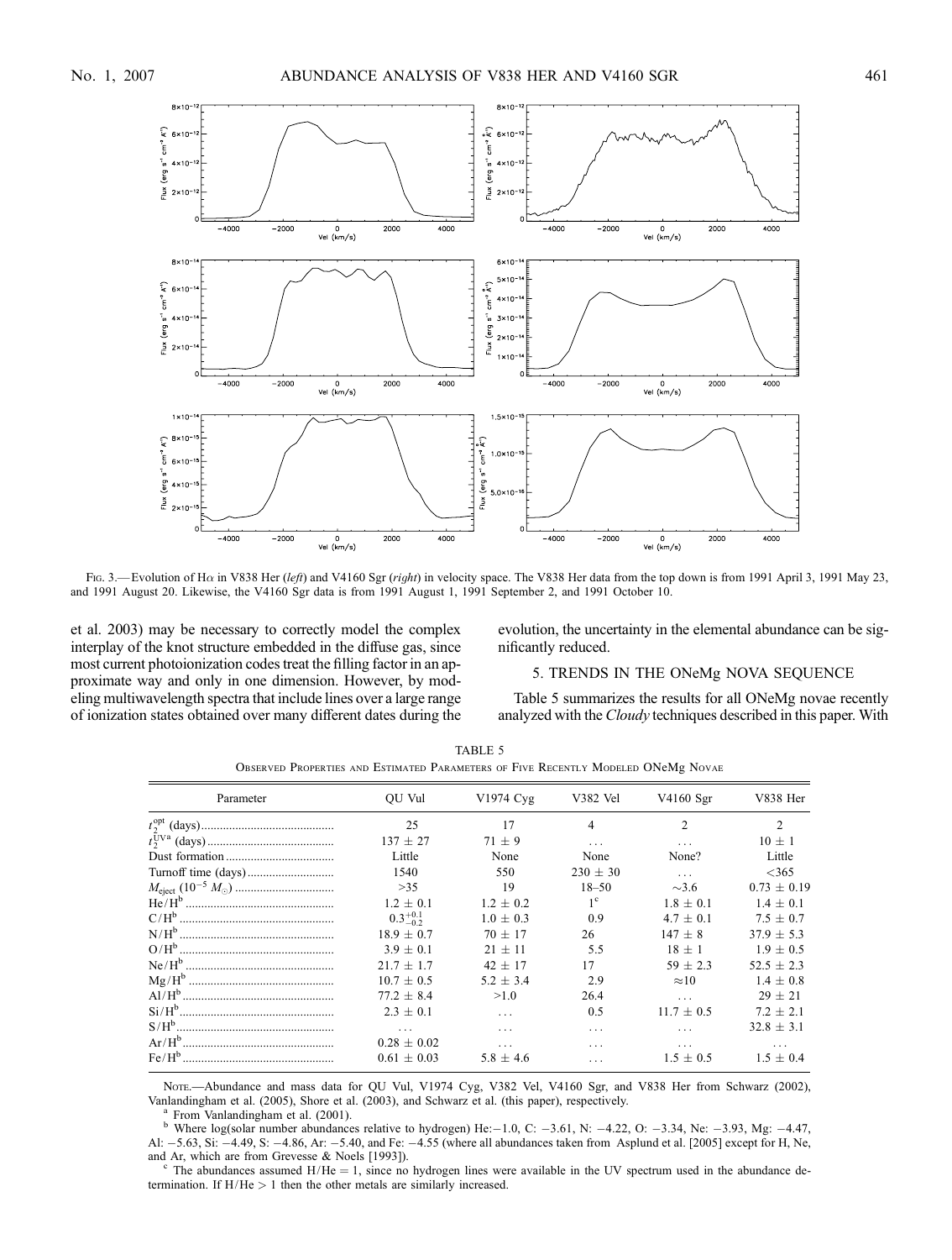Fig. 3.— Evolution of Hα in V838 Her (*left*) and V4160 Sgr (*right*) in velocity space. The V838 Her data from the top down is from 1991 April 3, 1991 May 23, and 1991 August 20. Likewise, the V4160 Sgr data is from 1991 August 1, 1991 September 2, and 1991 October 10.

et al. 2003) may be necessary to correctly model the complex interplay of the knot structure embedded in the diffuse gas, since most current photoionization codes treat the filling factor in an approximate way and only in one dimension. However, by modeling multiwavelength spectra that include lines over a large range of ionization states obtained over many different dates during the evolution, the uncertainty in the elemental abundance can be significantly reduced.

## 5. TRENDS IN THE ONeMg NOVA SEQUENCE

Table 5 summarizes the results for all ONeMg novae recently analyzed with the *Cloudy* techniques described in this paper. With

TABLE 5
Observed Properties and Estimated Parameters of Five Recently Modeled ONeMg Novae

| Parameter | QU Vul | V1974 Cyg | V382 Vel | V4160 Sgr | V838 Her |
|---|---|---|---|---|---|
| $t_2^{\rm opt}$ (days) | 25 | 17 | 4 | 2 | 2 |
| $t_2^{\rm UV a}$ (days) | 137 ± 27 | 71 ± 9 | ... | ... | 10 ± 1 |
| Dust formation | Little | None | None | None? | Little |
| Turnoff time (days) | 1540 | 550 | 230 ± 30 | ... | <365 |
| $M_{\rm eject}$ ($10^{-5}$ $M_\odot$) | >35 | 19 | 18–50 | ∼3.6 | 0.73 ± 0.19 |
| He/H[b] | 1.2 ± 0.1 | 1.2 ± 0.2 | 1[c] | 1.8 ± 0.1 | 1.4 ± 0.1 |
| C/H[b] | $0.3^{+0.1}_{-0.2}$ | 1.0 ± 0.3 | 0.9 | 4.7 ± 0.1 | 7.5 ± 0.7 |
| N/H[b] | 18.9 ± 0.7 | 70 ± 17 | 26 | 147 ± 8 | 37.9 ± 5.3 |
| O/H[b] | 3.9 ± 0.1 | 21 ± 11 | 5.5 | 18 ± 1 | 1.9 ± 0.5 |
| Ne/H[b] | 21.7 ± 1.7 | 42 ± 17 | 17 | 59 ± 2.3 | 52.5 ± 2.3 |
| Mg/H[b] | 10.7 ± 0.5 | 5.2 ± 3.4 | 2.9 | ≈10 | 1.4 ± 0.8 |
| Al/H[b] | 77.2 ± 8.4 | >1.0 | 26.4 | ... | 29 ± 21 |
| Si/H[b] | 2.3 ± 0.1 | ... | 0.5 | 11.7 ± 0.5 | 7.2 ± 2.1 |
| S/H[b] | ... | ... | ... | ... | 32.8 ± 3.1 |
| Ar/H[b] | 0.28 ± 0.02 | ... | ... | ... | ... |
| Fe/H[b] | 0.61 ± 0.03 | 5.8 ± 4.6 | ... | 1.5 ± 0.5 | 1.5 ± 0.4 |

Note.—Abundance and mass data for QU Vul, V1974 Cyg, V382 Vel, V4160 Sgr, and V838 Her from Schwarz (2002), Vanlandingham et al. (2005), Shore et al. (2003), and Schwarz et al. (this paper), respectively.

[a] From Vanlandingham et al. (2001).

[b] Where log(solar number abundances relative to hydrogen) He: −1.0, C: −3.61, N: −4.22, O: −3.34, Ne: −3.93, Mg: −4.47, Al: −5.63, Si: −4.49, S: −4.86, Ar: −5.40, and Fe: −4.55 (where all abundances taken from Asplund et al. [2005] except for H, Ne, and Ar, which are from Grevesse & Noels [1993]).

[c] The abundances assumed H/He = 1, since no hydrogen lines were available in the UV spectrum used in the abundance determination. If H/He > 1 then the other metals are similarly increased.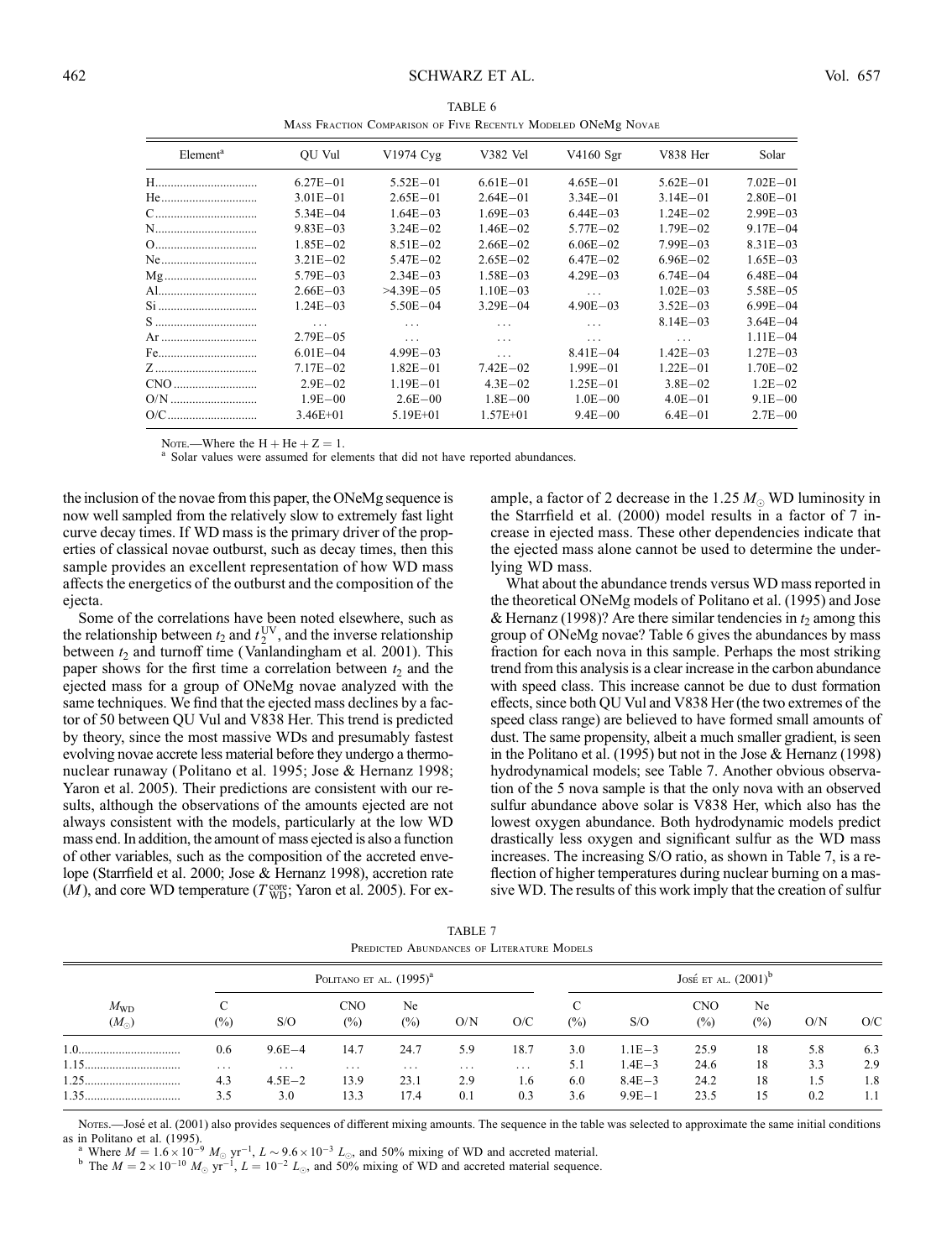TABLE 6

Mass Fraction Comparison of Five Recently Modeled ONeMg Novae

| Element[a] | QU Vul | V1974 Cyg | V382 Vel | V4160 Sgr | V838 Her | Solar |
|---|---|---|---|---|---|---|
| H | 6.27E−01 | 5.52E−01 | 6.61E−01 | 4.65E−01 | 5.62E−01 | 7.02E−01 |
| He | 3.01E−01 | 2.65E−01 | 2.64E−01 | 3.34E−01 | 3.14E−01 | 2.80E−01 |
| C | 5.34E−04 | 1.64E−03 | 1.69E−03 | 6.44E−03 | 1.24E−02 | 2.99E−03 |
| N | 9.83E−03 | 3.24E−02 | 1.46E−02 | 5.77E−02 | 1.79E−02 | 9.17E−04 |
| O | 1.85E−02 | 8.51E−02 | 2.66E−02 | 6.06E−02 | 7.99E−03 | 8.31E−03 |
| Ne | 3.21E−02 | 5.47E−02 | 2.65E−02 | 6.47E−02 | 6.96E−02 | 1.65E−03 |
| Mg | 5.79E−03 | 2.34E−03 | 1.58E−03 | 4.29E−03 | 6.74E−04 | 6.48E−04 |
| Al | 2.66E−03 | >4.39E−05 | 1.10E−03 | ... | 1.02E−03 | 5.58E−05 |
| Si | 1.24E−03 | 5.50E−04 | 3.29E−04 | 4.90E−03 | 3.52E−03 | 6.99E−04 |
| S | ... | ... | ... | ... | 8.14E−03 | 3.64E−04 |
| Ar | 2.79E−05 | ... | ... | ... | ... | 1.11E−04 |
| Fe | 6.01E−04 | 4.99E−03 | ... | 8.41E−04 | 1.42E−03 | 1.27E−03 |
| Z | 7.17E−02 | 1.82E−01 | 7.42E−02 | 1.99E−01 | 1.22E−01 | 1.70E−02 |
| CNO | 2.9E−02 | 1.19E−01 | 4.3E−02 | 1.25E−01 | 3.8E−02 | 1.2E−02 |
| O/N | 1.9E−00 | 2.6E−00 | 1.8E−00 | 1.0E−00 | 4.0E−01 | 9.1E−00 |
| O/C | 3.46E+01 | 5.19E+01 | 1.57E+01 | 9.4E−00 | 6.4E−01 | 2.7E−00 |

Note.—Where the $H + He + Z = 1$.

[a] Solar values were assumed for elements that did not have reported abundances.

the inclusion of the novae from this paper, the ONeMg sequence is now well sampled from the relatively slow to extremely fast light curve decay times. If WD mass is the primary driver of the properties of classical novae outburst, such as decay times, then this sample provides an excellent representation of how WD mass affects the energetics of the outburst and the composition of the ejecta.

Some of the correlations have been noted elsewhere, such as the relationship between $t_2$ and $t_2^{\rm UV}$, and the inverse relationship between $t_2$ and turnoff time (Vanlandingham et al. 2001). This paper shows for the first time a correlation between $t_2$ and the ejected mass for a group of ONeMg novae analyzed with the same techniques. We find that the ejected mass declines by a factor of 50 between QU Vul and V838 Her. This trend is predicted by theory, since the most massive WDs and presumably fastest evolving novae accrete less material before they undergo a thermonuclear runaway (Politano et al. 1995; Jose & Hernanz 1998; Yaron et al. 2005). Their predictions are consistent with our results, although the observations of the amounts ejected are not always consistent with the models, particularly at the low WD mass end. In addition, the amount of mass ejected is also a function of other variables, such as the composition of the accreted envelope (Starrfield et al. 2000; Jose & Hernanz 1998), accretion rate ($\dot{M}$), and core WD temperature ($T_{\rm WD}^{\rm core}$; Yaron et al. 2005). For example, a factor of 2 decrease in the 1.25 $M_{\odot}$ WD luminosity in the Starrfield et al. (2000) model results in a factor of 7 increase in ejected mass. These other dependencies indicate that the ejected mass alone cannot be used to determine the underlying WD mass.

What about the abundance trends versus WD mass reported in the theoretical ONeMg models of Politano et al. (1995) and Jose & Hernanz (1998)? Are there similar tendencies in $t_2$ among this group of ONeMg novae? Table 6 gives the abundances by mass fraction for each nova in this sample. Perhaps the most striking trend from this analysis is a clear increase in the carbon abundance with speed class. This increase cannot be due to dust formation effects, since both QU Vul and V838 Her (the two extremes of the speed class range) are believed to have formed small amounts of dust. The same propensity, albeit a much smaller gradient, is seen in the Politano et al. (1995) but not in the Jose & Hernanz (1998) hydrodynamical models; see Table 7. Another obvious observation of the 5 nova sample is that the only nova with an observed sulfur abundance above solar is V838 Her, which also has the lowest oxygen abundance. Both hydrodynamic models predict drastically less oxygen and significant sulfur as the WD mass increases. The increasing S/O ratio, as shown in Table 7, is a reflection of higher temperatures during nuclear burning on a massive WD. The results of this work imply that the creation of sulfur

TABLE 7

Predicted Abundances of Literature Models

| | Politano et al. (1995)[a] | | | | | | José et al. (2001)[b] | | | | | |
|---|---|---|---|---|---|---|---|---|---|---|---|---|
| $M_{\rm WD}$ ($M_{\odot}$) | C (%) | S/O | CNO (%) | Ne (%) | O/N | O/C | C (%) | S/O | CNO (%) | Ne (%) | O/N | O/C |
| 1.0 | 0.6 | 9.6E−4 | 14.7 | 24.7 | 5.9 | 18.7 | 3.0 | 1.1E−3 | 25.9 | 18 | 5.8 | 6.3 |
| 1.15 | ... | ... | ... | ... | ... | ... | 5.1 | 1.4E−3 | 24.6 | 18 | 3.3 | 2.9 |
| 1.25 | 4.3 | 4.5E−2 | 13.9 | 23.1 | 2.9 | 1.6 | 6.0 | 8.4E−3 | 24.2 | 18 | 1.5 | 1.8 |
| 1.35 | 3.5 | 3.0 | 13.3 | 17.4 | 0.1 | 0.3 | 3.6 | 9.9E−1 | 23.5 | 15 | 0.2 | 1.1 |

Notes.—José et al. (2001) also provides sequences of different mixing amounts. The sequence in the table was selected to approximate the same initial conditions as in Politano et al. (1995).

[a] Where $\dot{M} = 1.6 \times 10^{-9}\ M_{\odot}\ {\rm yr}^{-1}$, $L \sim 9.6 \times 10^{-3}\ L_{\odot}$, and 50% mixing of WD and accreted material.

[b] The $\dot{M} = 2 \times 10^{-10}\ M_{\odot}\ {\rm yr}^{-1}$, $L = 10^{-2}\ L_{\odot}$, and 50% mixing of WD and accreted material sequence.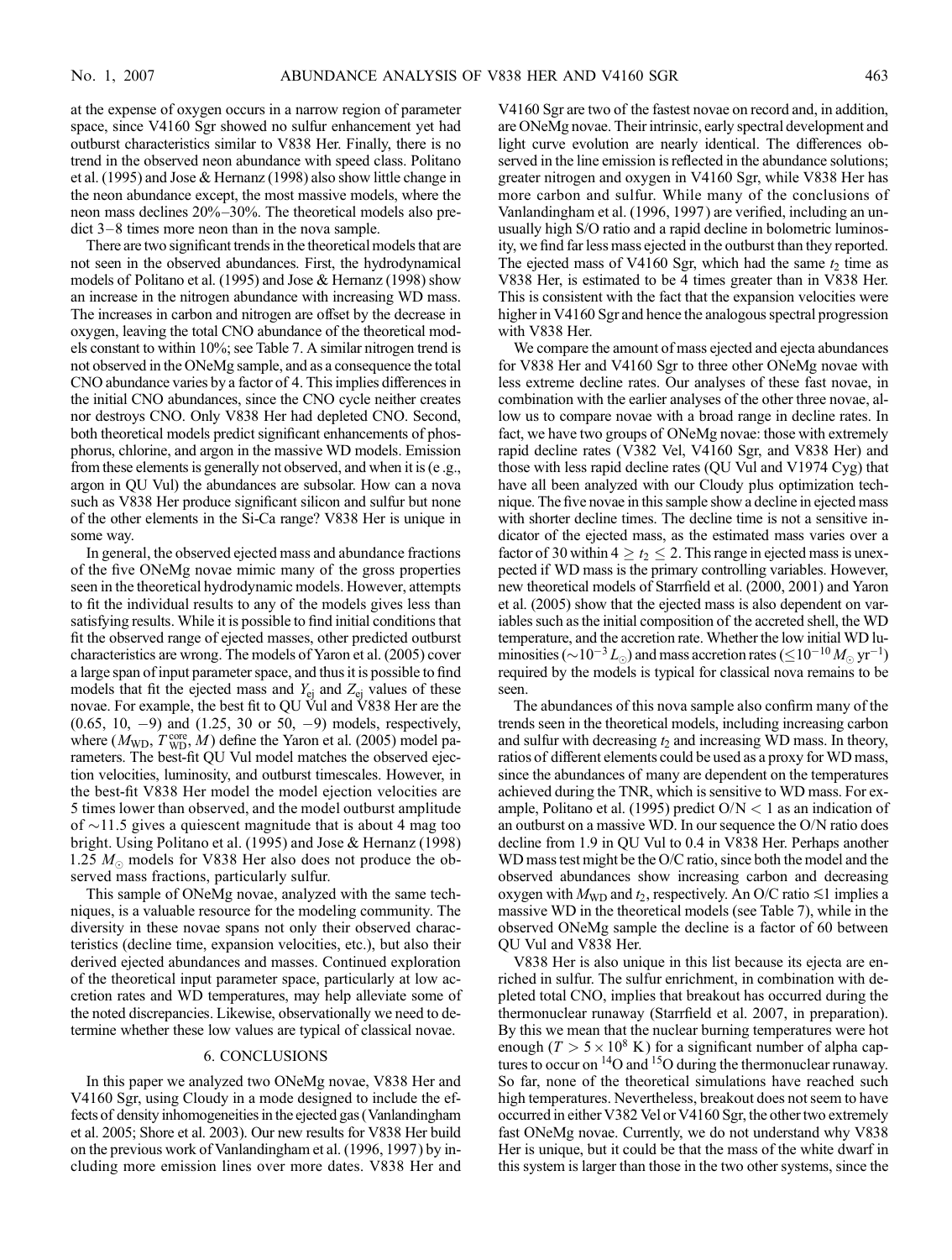at the expense of oxygen occurs in a narrow region of parameter space, since V4160 Sgr showed no sulfur enhancement yet had outburst characteristics similar to V838 Her. Finally, there is no trend in the observed neon abundance with speed class. Politano et al. (1995) and Jose & Hernanz (1998) also show little change in the neon abundance except, the most massive models, where the neon mass declines 20%–30%. The theoretical models also predict 3–8 times more neon than in the nova sample.

There are two significant trends in the theoretical models that are not seen in the observed abundances. First, the hydrodynamical models of Politano et al. (1995) and Jose & Hernanz (1998) show an increase in the nitrogen abundance with increasing WD mass. The increases in carbon and nitrogen are offset by the decrease in oxygen, leaving the total CNO abundance of the theoretical models constant to within 10%; see Table 7. A similar nitrogen trend is not observed in the ONeMg sample, and as a consequence the total CNO abundance varies by a factor of 4. This implies differences in the initial CNO abundances, since the CNO cycle neither creates nor destroys CNO. Only V838 Her had depleted CNO. Second, both theoretical models predict significant enhancements of phosphorus, chlorine, and argon in the massive WD models. Emission from these elements is generally not observed, and when it is (e .g., argon in QU Vul) the abundances are subsolar. How can a nova such as V838 Her produce significant silicon and sulfur but none of the other elements in the Si-Ca range? V838 Her is unique in some way.

In general, the observed ejected mass and abundance fractions of the five ONeMg novae mimic many of the gross properties seen in the theoretical hydrodynamic models. However, attempts to fit the individual results to any of the models gives less than satisfying results. While it is possible to find initial conditions that fit the observed range of ejected masses, other predicted outburst characteristics are wrong. The models of Yaron et al. (2005) cover a large span of input parameter space, and thus it is possible to find models that fit the ejected mass and $Y_{\rm ej}$ and $Z_{\rm ej}$ values of these novae. For example, the best fit to QU Vul and V838 Her are the (0.65, 10, −9) and (1.25, 30 or 50, −9) models, respectively, where ($M_{\rm WD}$, $T^{\rm core}_{\rm WD}$, $\dot{M}$) define the Yaron et al. (2005) model parameters. The best-fit QU Vul model matches the observed ejection velocities, luminosity, and outburst timescales. However, in the best-fit V838 Her model the model ejection velocities are 5 times lower than observed, and the model outburst amplitude of $\sim$11.5 gives a quiescent magnitude that is about 4 mag too bright. Using Politano et al. (1995) and Jose & Hernanz (1998) 1.25 $M_\odot$ models for V838 Her also does not produce the observed mass fractions, particularly sulfur.

This sample of ONeMg novae, analyzed with the same techniques, is a valuable resource for the modeling community. The diversity in these novae spans not only their observed characteristics (decline time, expansion velocities, etc.), but also their derived ejected abundances and masses. Continued exploration of the theoretical input parameter space, particularly at low accretion rates and WD temperatures, may help alleviate some of the noted discrepancies. Likewise, observationally we need to determine whether these low values are typical of classical novae.

## 6. CONCLUSIONS

In this paper we analyzed two ONeMg novae, V838 Her and V4160 Sgr, using Cloudy in a mode designed to include the effects of density inhomogeneities in the ejected gas (Vanlandingham et al. 2005; Shore et al. 2003). Our new results for V838 Her build on the previous work of Vanlandingham et al. (1996, 1997) by including more emission lines over more dates. V838 Her and V4160 Sgr are two of the fastest novae on record and, in addition, are ONeMg novae. Their intrinsic, early spectral development and light curve evolution are nearly identical. The differences observed in the line emission is reflected in the abundance solutions; greater nitrogen and oxygen in V4160 Sgr, while V838 Her has more carbon and sulfur. While many of the conclusions of Vanlandingham et al. (1996, 1997) are verified, including an unusually high S/O ratio and a rapid decline in bolometric luminosity, we find far less mass ejected in the outburst than they reported. The ejected mass of V4160 Sgr, which had the same $t_2$ time as V838 Her, is estimated to be 4 times greater than in V838 Her. This is consistent with the fact that the expansion velocities were higher in V4160 Sgr and hence the analogous spectral progression with V838 Her.

We compare the amount of mass ejected and ejecta abundances for V838 Her and V4160 Sgr to three other ONeMg novae with less extreme decline rates. Our analyses of these fast novae, in combination with the earlier analyses of the other three novae, allow us to compare novae with a broad range in decline rates. In fact, we have two groups of ONeMg novae: those with extremely rapid decline rates (V382 Vel, V4160 Sgr, and V838 Her) and those with less rapid decline rates (QU Vul and V1974 Cyg) that have all been analyzed with our Cloudy plus optimization technique. The five novae in this sample show a decline in ejected mass with shorter decline times. The decline time is not a sensitive indicator of the ejected mass, as the estimated mass varies over a factor of 30 within $4 \geq t_2 \leq 2$. This range in ejected mass is unexpected if WD mass is the primary controlling variables. However, new theoretical models of Starrfield et al. (2000, 2001) and Yaron et al. (2005) show that the ejected mass is also dependent on variables such as the initial composition of the accreted shell, the WD temperature, and the accretion rate. Whether the low initial WD luminosities ($\sim 10^{-3}\,L_\odot$) and mass accretion rates ($\leq 10^{-10}\,M_\odot$ yr$^{-1}$) required by the models is typical for classical nova remains to be seen.

The abundances of this nova sample also confirm many of the trends seen in the theoretical models, including increasing carbon and sulfur with decreasing $t_2$ and increasing WD mass. In theory, ratios of different elements could be used as a proxy for WD mass, since the abundances of many are dependent on the temperatures achieved during the TNR, which is sensitive to WD mass. For example, Politano et al. (1995) predict O/N < 1 as an indication of an outburst on a massive WD. In our sequence the O/N ratio does decline from 1.9 in QU Vul to 0.4 in V838 Her. Perhaps another WD mass test might be the O/C ratio, since both the model and the observed abundances show increasing carbon and decreasing oxygen with $M_{\rm WD}$ and $t_2$, respectively. An O/C ratio $\lesssim$1 implies a massive WD in the theoretical models (see Table 7), while in the observed ONeMg sample the decline is a factor of 60 between QU Vul and V838 Her.

V838 Her is also unique in this list because its ejecta are enriched in sulfur. The sulfur enrichment, in combination with depleted total CNO, implies that breakout has occurred during the thermonuclear runaway (Starrfield et al. 2007, in preparation). By this we mean that the nuclear burning temperatures were hot enough ($T > 5 \times 10^8$ K) for a significant number of alpha captures to occur on $^{14}$O and $^{15}$O during the thermonuclear runaway. So far, none of the theoretical simulations have reached such high temperatures. Nevertheless, breakout does not seem to have occurred in either V382 Vel or V4160 Sgr, the other two extremely fast ONeMg novae. Currently, we do not understand why V838 Her is unique, but it could be that the mass of the white dwarf in this system is larger than those in the two other systems, since the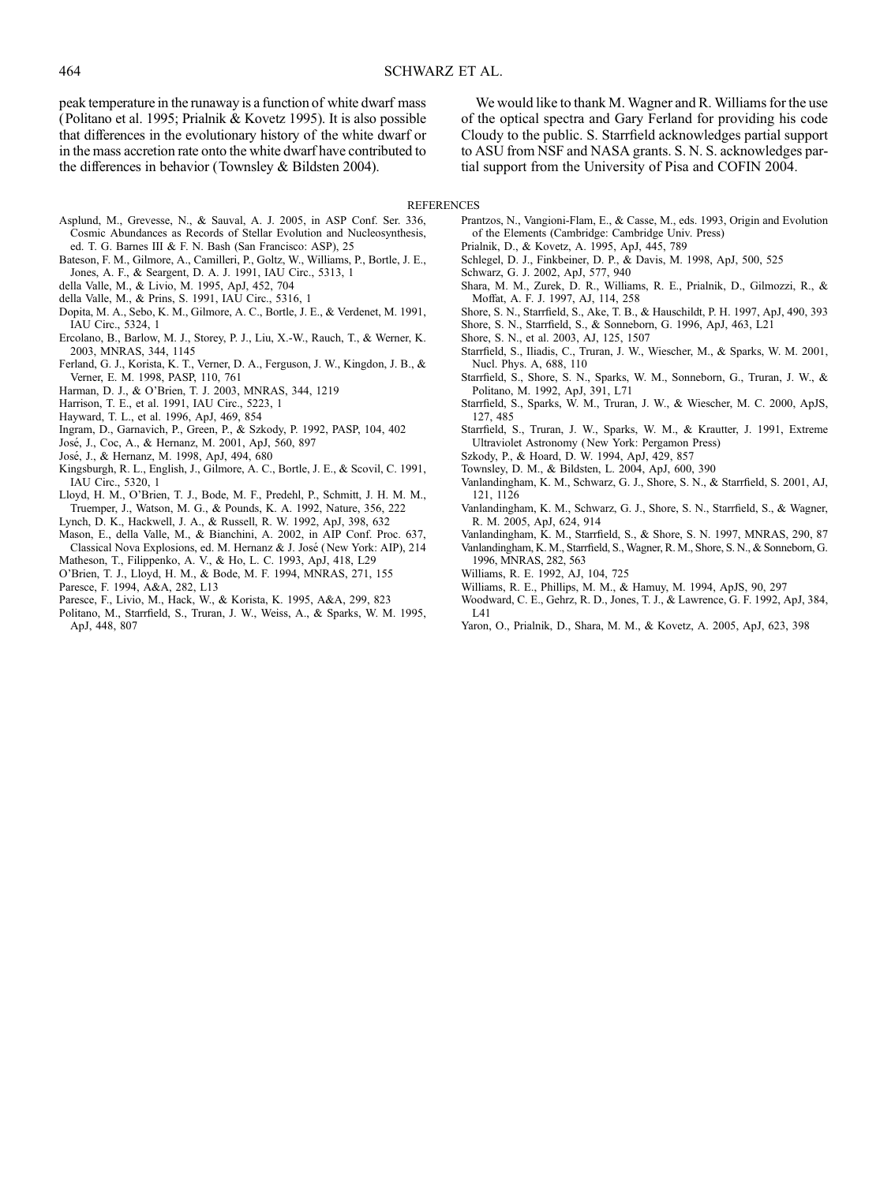peak temperature in the runaway is a function of white dwarf mass (Politano et al. 1995; Prialnik & Kovetz 1995). It is also possible that differences in the evolutionary history of the white dwarf or in the mass accretion rate onto the white dwarf have contributed to the differences in behavior (Townsley & Bildsten 2004).

We would like to thank M. Wagner and R. Williams for the use of the optical spectra and Gary Ferland for providing his code Cloudy to the public. S. Starrfield acknowledges partial support to ASU from NSF and NASA grants. S. N. S. acknowledges partial support from the University of Pisa and COFIN 2004.

## REFERENCES

Asplund, M., Grevesse, N., & Sauval, A. J. 2005, in ASP Conf. Ser. 336, Cosmic Abundances as Records of Stellar Evolution and Nucleosynthesis, ed. T. G. Barnes III & F. N. Bash (San Francisco: ASP), 25

Bateson, F. M., Gilmore, A., Camilleri, P., Goltz, W., Williams, P., Bortle, J. E., Jones, A. F., & Seargent, D. A. J. 1991, IAU Circ., 5313, 1

della Valle, M., & Livio, M. 1995, ApJ, 452, 704

della Valle, M., & Prins, S. 1991, IAU Circ., 5316, 1

Dopita, M. A., Sebo, K. M., Gilmore, A. C., Bortle, J. E., & Verdenet, M. 1991, IAU Circ., 5324, 1

Ercolano, B., Barlow, M. J., Storey, P. J., Liu, X.-W., Rauch, T., & Werner, K. 2003, MNRAS, 344, 1145

Ferland, G. J., Korista, K. T., Verner, D. A., Ferguson, J. W., Kingdon, J. B., & Verner, E. M. 1998, PASP, 110, 761

Harman, D. J., & O'Brien, T. J. 2003, MNRAS, 344, 1219

Harrison, T. E., et al. 1991, IAU Circ., 5223, 1

Hayward, T. L., et al. 1996, ApJ, 469, 854

Ingram, D., Garnavich, P., Green, P., & Szkody, P. 1992, PASP, 104, 402

José, J., Coc, A., & Hernanz, M. 2001, ApJ, 560, 897

José, J., & Hernanz, M. 1998, ApJ, 494, 680

Kingsburgh, R. L., English, J., Gilmore, A. C., Bortle, J. E., & Scovil, C. 1991, IAU Circ., 5320, 1

Lloyd, H. M., O'Brien, T. J., Bode, M. F., Predehl, P., Schmitt, J. H. M. M., Truemper, J., Watson, M. G., & Pounds, K. A. 1992, Nature, 356, 222

Lynch, D. K., Hackwell, J. A., & Russell, R. W. 1992, ApJ, 398, 632

Mason, E., della Valle, M., & Bianchini, A. 2002, in AIP Conf. Proc. 637, Classical Nova Explosions, ed. M. Hernanz & J. José (New York: AIP), 214

Matheson, T., Filippenko, A. V., & Ho, L. C. 1993, ApJ, 418, L29

O'Brien, T. J., Lloyd, H. M., & Bode, M. F. 1994, MNRAS, 271, 155

Paresce, F. 1994, A&A, 282, L13

Paresce, F., Livio, M., Hack, W., & Korista, K. 1995, A&A, 299, 823

Politano, M., Starrfield, S., Truran, J. W., Weiss, A., & Sparks, W. M. 1995, ApJ, 448, 807

Prantzos, N., Vangioni-Flam, E., & Casse, M., eds. 1993, Origin and Evolution of the Elements (Cambridge: Cambridge Univ. Press)

Prialnik, D., & Kovetz, A. 1995, ApJ, 445, 789

Schlegel, D. J., Finkbeiner, D. P., & Davis, M. 1998, ApJ, 500, 525

Schwarz, G. J. 2002, ApJ, 577, 940

Shara, M. M., Zurek, D. R., Williams, R. E., Prialnik, D., Gilmozzi, R., & Moffat, A. F. J. 1997, AJ, 114, 258

Shore, S. N., Starrfield, S., Ake, T. B., & Hauschildt, P. H. 1997, ApJ, 490, 393

Shore, S. N., Starrfield, S., & Sonneborn, G. 1996, ApJ, 463, L21

Shore, S. N., et al. 2003, AJ, 125, 1507

Starrfield, S., Iliadis, C., Truran, J. W., Wiescher, M., & Sparks, W. M. 2001, Nucl. Phys. A, 688, 110

Starrfield, S., Shore, S. N., Sparks, W. M., Sonneborn, G., Truran, J. W., & Politano, M. 1992, ApJ, 391, L71

Starrfield, S., Sparks, W. M., Truran, J. W., & Wiescher, M. C. 2000, ApJS, 127, 485

Starrfield, S., Truran, J. W., Sparks, W. M., & Krautter, J. 1991, Extreme Ultraviolet Astronomy (New York: Pergamon Press)

Szkody, P., & Hoard, D. W. 1994, ApJ, 429, 857

Townsley, D. M., & Bildsten, L. 2004, ApJ, 600, 390

Vanlandingham, K. M., Schwarz, G. J., Shore, S. N., & Starrfield, S. 2001, AJ, 121, 1126

Vanlandingham, K. M., Schwarz, G. J., Shore, S. N., Starrfield, S., & Wagner, R. M. 2005, ApJ, 624, 914

Vanlandingham, K. M., Starrfield, S., & Shore, S. N. 1997, MNRAS, 290, 87

Vanlandingham, K. M., Starrfield, S., Wagner, R. M., Shore, S. N., & Sonneborn, G. 1996, MNRAS, 282, 563

Williams, R. E. 1992, AJ, 104, 725

Williams, R. E., Phillips, M. M., & Hamuy, M. 1994, ApJS, 90, 297

Woodward, C. E., Gehrz, R. D., Jones, T. J., & Lawrence, G. F. 1992, ApJ, 384, L41

Yaron, O., Prialnik, D., Shara, M. M., & Kovetz, A. 2005, ApJ, 623, 398